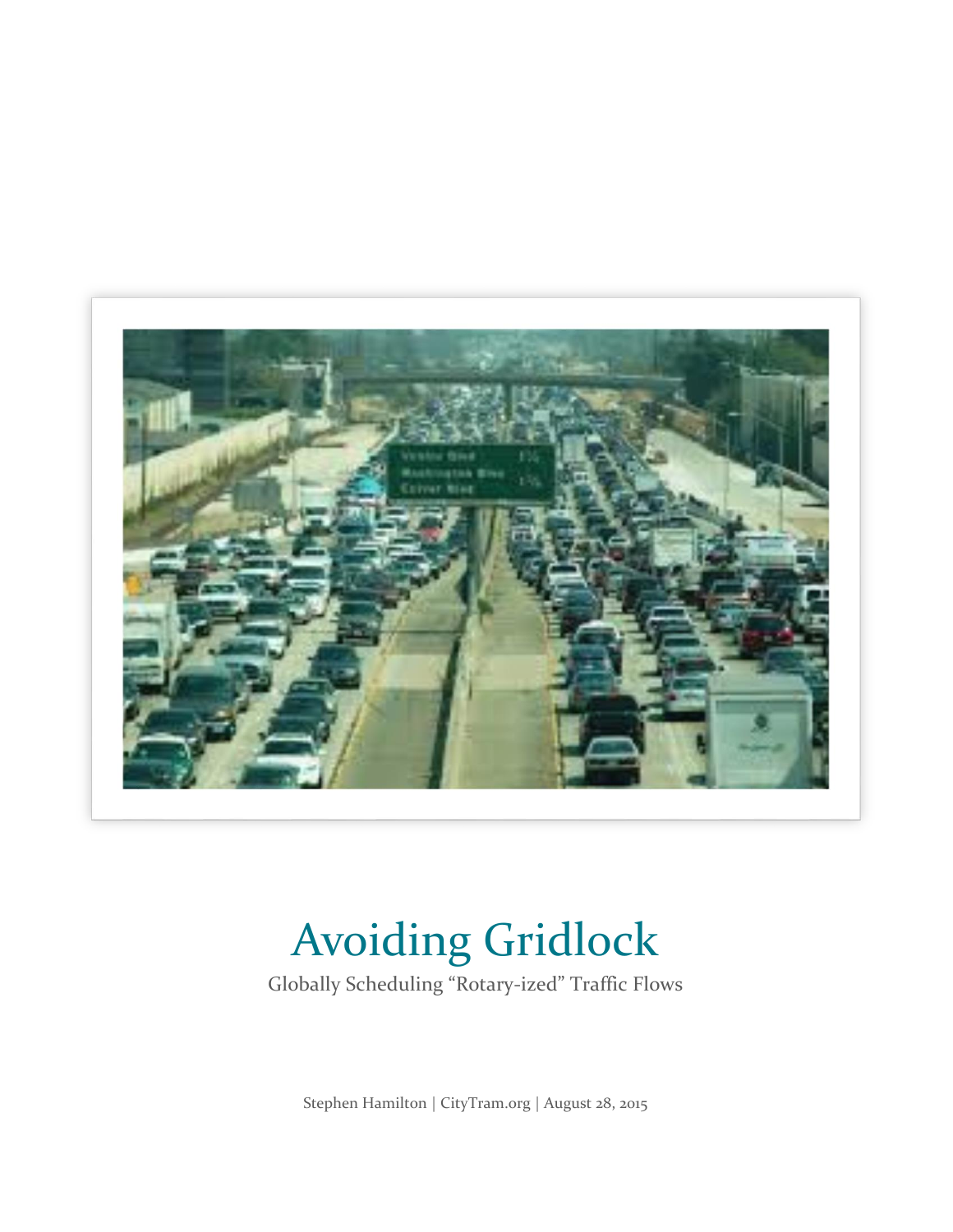# Avoiding Gridlock

Globally Scheduling "Rotary-ized" Traffic Flows

Stephen Hamilton | CityTram.org | August 28, 2015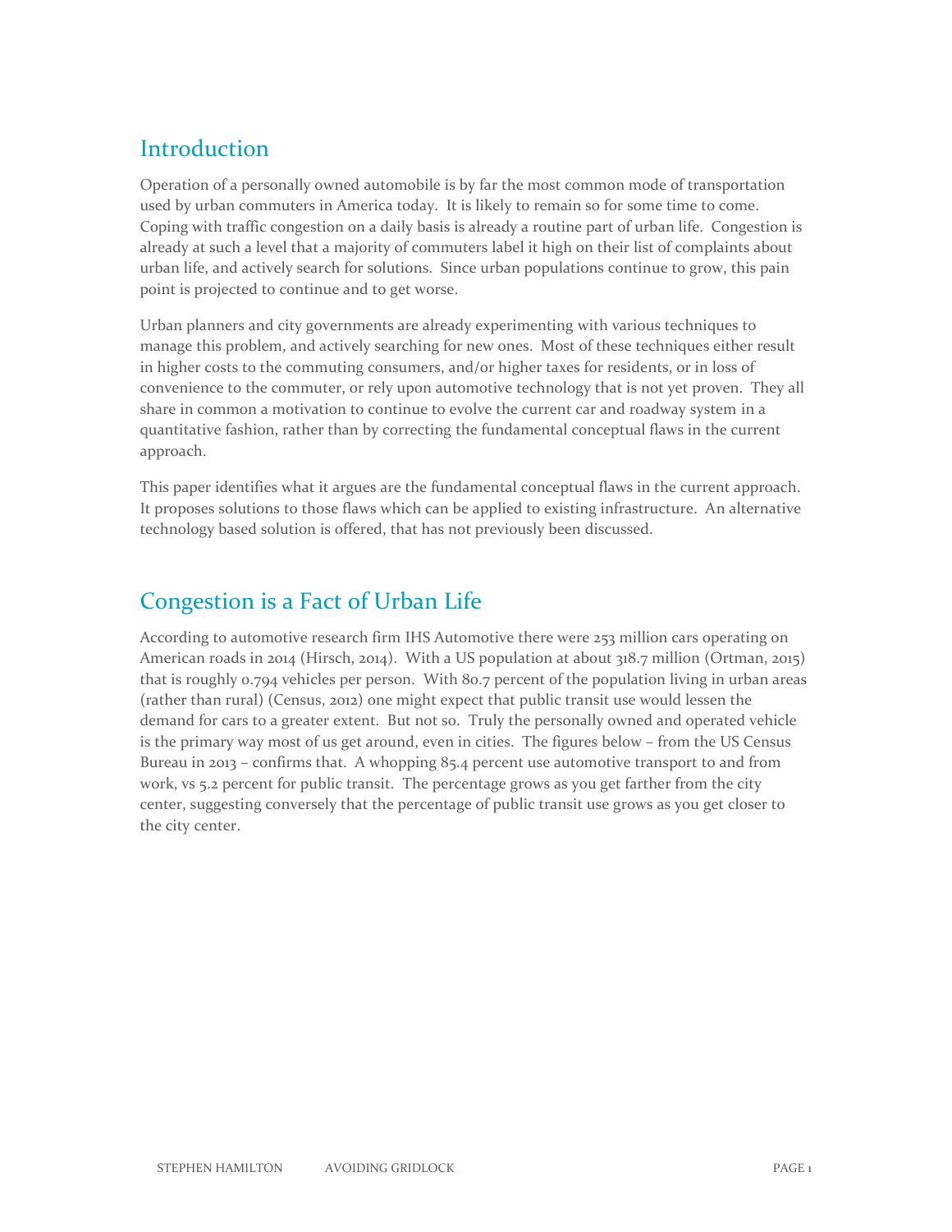## Introduction

Operation of a personally owned automobile is by far the most common mode of transportation used by urban commuters in America today. It is likely to remain so for some time to come. Coping with traffic congestion on a daily basis is already a routine part of urban life. Congestion is already at such a level that a majority of commuters label it high on their list of complaints about urban life, and actively search for solutions. Since urban populations continue to grow, this pain point is projected to continue and to get worse.

Urban planners and city governments are already experimenting with various techniques to manage this problem, and actively searching for new ones. Most of these techniques either result in higher costs to the commuting consumers, and/or higher taxes for residents, or in loss of convenience to the commuter, or rely upon automotive technology that is not yet proven. They all share in common a motivation to continue to evolve the current car and roadway system in a quantitative fashion, rather than by correcting the fundamental conceptual flaws in the current approach.

This paper identifies what it argues are the fundamental conceptual flaws in the current approach. It proposes solutions to those flaws which can be applied to existing infrastructure. An alternative technology based solution is offered, that has not previously been discussed.

## Congestion is a Fact of Urban Life

According to automotive research firm IHS Automotive there were 253 million cars operating on American roads in 2014 (Hirsch, 2014). With a US population at about 318.7 million (Ortman, 2015) that is roughly 0.794 vehicles per person. With 80.7 percent of the population living in urban areas (rather than rural) (Census, 2012) one might expect that public transit use would lessen the demand for cars to a greater extent. But not so. Truly the personally owned and operated vehicle is the primary way most of us get around, even in cities. The figures below – from the US Census Bureau in 2013 – confirms that. A whopping 85.4 percent use automotive transport to and from work, vs 5.2 percent for public transit. The percentage grows as you get farther from the city center, suggesting conversely that the percentage of public transit use grows as you get closer to the city center.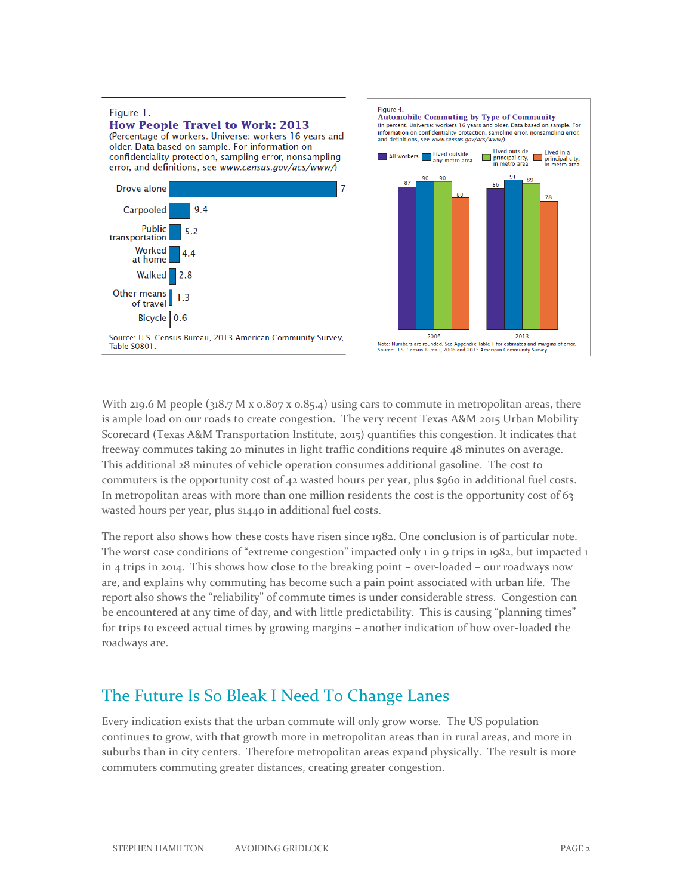Figure 1.

**How People Travel to Work: 2013**

(Percentage of workers. Universe: workers 16 years and older. Data based on sample. For information on confidentiality protection, sampling error, nonsampling error, and definitions, see *www.census.gov/acs/www/*)

| Means | Percent |
|---|---|
| Drove alone | 7 |
| Carpooled | 9.4 |
| Public transportation | 5.2 |
| Worked at home | 4.4 |
| Walked | 2.8 |
| Other means of travel | 1.3 |
| Bicycle | 0.6 |

Source: U.S. Census Bureau, 2013 American Community Survey, Table S0801.

Figure 4.

**Automobile Commuting by Type of Community**

(In percent. Universe: workers 16 years and older. Data based on sample. For information on confidentiality protection, sampling error, nonsampling error, and definitions, see *www.census.gov/acs/www/*)

| Year | All workers | Lived outside any metro area | Lived outside principal city, in metro area | Lived in a principal city, in metro area |
|---|---|---|---|---|
| 2006 | 87 | 90 | 90 | 80 |
| 2013 | 86 | 91 | 89 | 78 |

Note: Numbers are rounded. See Appendix Table 1 for estimates and margins of error.
Source: U.S. Census Bureau, 2006 and 2013 American Community Survey.

With 219.6 M people (318.7 M x 0.807 x 0.85.4) using cars to commute in metropolitan areas, there is ample load on our roads to create congestion. The very recent Texas A&M 2015 Urban Mobility Scorecard (Texas A&M Transportation Institute, 2015) quantifies this congestion. It indicates that freeway commutes taking 20 minutes in light traffic conditions require 48 minutes on average. This additional 28 minutes of vehicle operation consumes additional gasoline. The cost to commuters is the opportunity cost of 42 wasted hours per year, plus $960 in additional fuel costs. In metropolitan areas with more than one million residents the cost is the opportunity cost of 63 wasted hours per year, plus $1440 in additional fuel costs.

The report also shows how these costs have risen since 1982. One conclusion is of particular note. The worst case conditions of "extreme congestion" impacted only 1 in 9 trips in 1982, but impacted 1 in 4 trips in 2014. This shows how close to the breaking point – over-loaded – our roadways now are, and explains why commuting has become such a pain point associated with urban life. The report also shows the "reliability" of commute times is under considerable stress. Congestion can be encountered at any time of day, and with little predictability. This is causing "planning times" for trips to exceed actual times by growing margins – another indication of how over-loaded the roadways are.

## The Future Is So Bleak I Need To Change Lanes

Every indication exists that the urban commute will only grow worse. The US population continues to grow, with that growth more in metropolitan areas than in rural areas, and more in suburbs than in city centers. Therefore metropolitan areas expand physically. The result is more commuters commuting greater distances, creating greater congestion.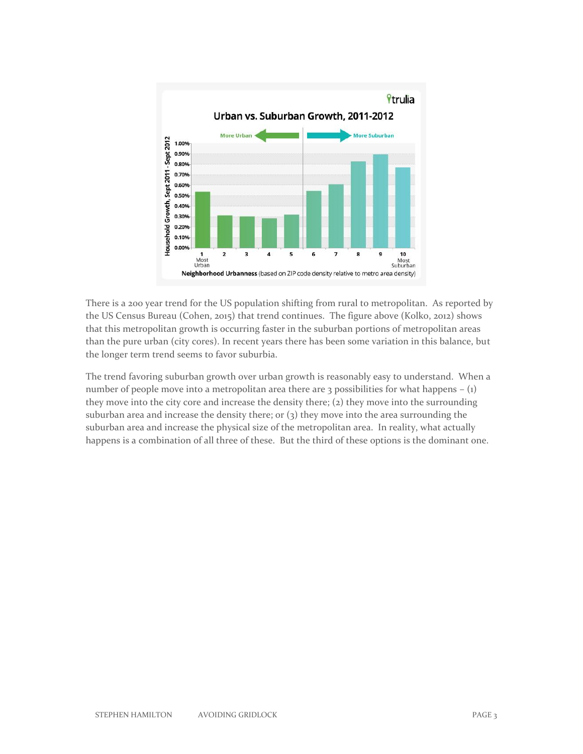There is a 200 year trend for the US population shifting from rural to metropolitan. As reported by the US Census Bureau (Cohen, 2015) that trend continues. The figure above (Kolko, 2012) shows that this metropolitan growth is occurring faster in the suburban portions of metropolitan areas than the pure urban (city cores). In recent years there has been some variation in this balance, but the longer term trend seems to favor suburbia.

The trend favoring suburban growth over urban growth is reasonably easy to understand. When a number of people move into a metropolitan area there are 3 possibilities for what happens – (1) they move into the city core and increase the density there; (2) they move into the surrounding suburban area and increase the density there; or (3) they move into the area surrounding the suburban area and increase the physical size of the metropolitan area. In reality, what actually happens is a combination of all three of these. But the third of these options is the dominant one.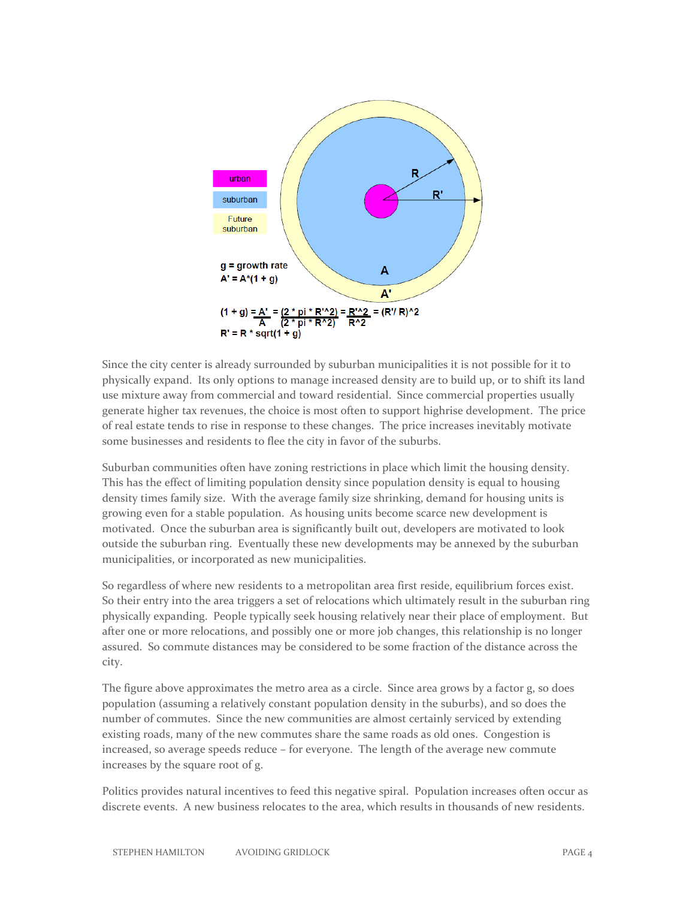urban

suburban

Future suburban

g = growth rate

$A' = A*(1 + g)$

$$(1 + g) = \frac{A'}{A} = \frac{(2 * pi * R'^2)}{(2 * pi * R^2)} = \frac{R'^2}{R^2} = (R'/R)^2$$

$$R' = R * sqrt(1 + g)$$

Since the city center is already surrounded by suburban municipalities it is not possible for it to physically expand. Its only options to manage increased density are to build up, or to shift its land use mixture away from commercial and toward residential. Since commercial properties usually generate higher tax revenues, the choice is most often to support highrise development. The price of real estate tends to rise in response to these changes. The price increases inevitably motivate some businesses and residents to flee the city in favor of the suburbs.

Suburban communities often have zoning restrictions in place which limit the housing density. This has the effect of limiting population density since population density is equal to housing density times family size. With the average family size shrinking, demand for housing units is growing even for a stable population. As housing units become scarce new development is motivated. Once the suburban area is significantly built out, developers are motivated to look outside the suburban ring. Eventually these new developments may be annexed by the suburban municipalities, or incorporated as new municipalities.

So regardless of where new residents to a metropolitan area first reside, equilibrium forces exist. So their entry into the area triggers a set of relocations which ultimately result in the suburban ring physically expanding. People typically seek housing relatively near their place of employment. But after one or more relocations, and possibly one or more job changes, this relationship is no longer assured. So commute distances may be considered to be some fraction of the distance across the city.

The figure above approximates the metro area as a circle. Since area grows by a factor g, so does population (assuming a relatively constant population density in the suburbs), and so does the number of commutes. Since the new communities are almost certainly serviced by extending existing roads, many of the new commutes share the same roads as old ones. Congestion is increased, so average speeds reduce – for everyone. The length of the average new commute increases by the square root of g.

Politics provides natural incentives to feed this negative spiral. Population increases often occur as discrete events. A new business relocates to the area, which results in thousands of new residents.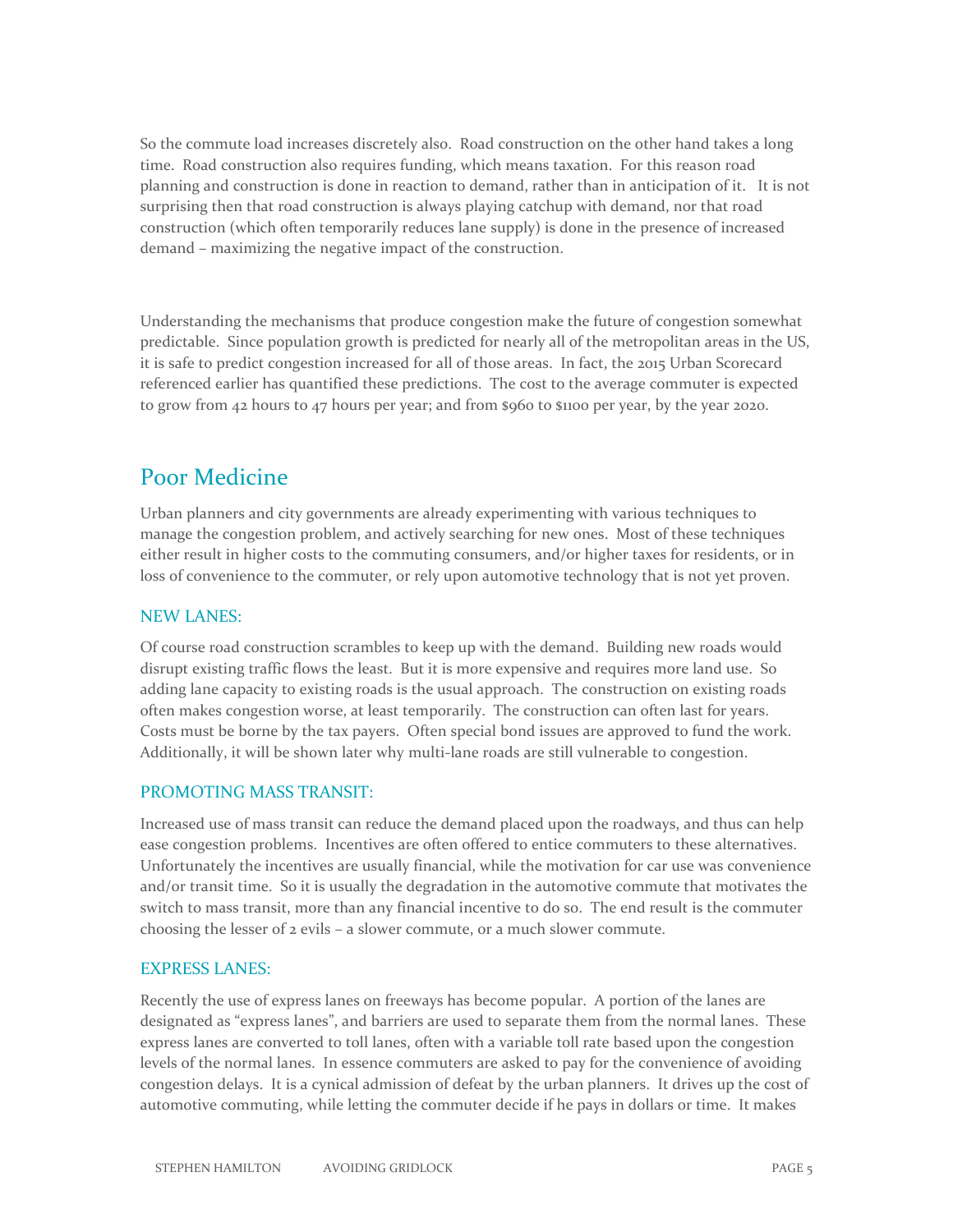So the commute load increases discretely also. Road construction on the other hand takes a long time. Road construction also requires funding, which means taxation. For this reason road planning and construction is done in reaction to demand, rather than in anticipation of it. It is not surprising then that road construction is always playing catchup with demand, nor that road construction (which often temporarily reduces lane supply) is done in the presence of increased demand – maximizing the negative impact of the construction.

Understanding the mechanisms that produce congestion make the future of congestion somewhat predictable. Since population growth is predicted for nearly all of the metropolitan areas in the US, it is safe to predict congestion increased for all of those areas. In fact, the 2015 Urban Scorecard referenced earlier has quantified these predictions. The cost to the average commuter is expected to grow from 42 hours to 47 hours per year; and from $960 to $1100 per year, by the year 2020.

## Poor Medicine

Urban planners and city governments are already experimenting with various techniques to manage the congestion problem, and actively searching for new ones. Most of these techniques either result in higher costs to the commuting consumers, and/or higher taxes for residents, or in loss of convenience to the commuter, or rely upon automotive technology that is not yet proven.

### NEW LANES:

Of course road construction scrambles to keep up with the demand. Building new roads would disrupt existing traffic flows the least. But it is more expensive and requires more land use. So adding lane capacity to existing roads is the usual approach. The construction on existing roads often makes congestion worse, at least temporarily. The construction can often last for years. Costs must be borne by the tax payers. Often special bond issues are approved to fund the work. Additionally, it will be shown later why multi-lane roads are still vulnerable to congestion.

### PROMOTING MASS TRANSIT:

Increased use of mass transit can reduce the demand placed upon the roadways, and thus can help ease congestion problems. Incentives are often offered to entice commuters to these alternatives. Unfortunately the incentives are usually financial, while the motivation for car use was convenience and/or transit time. So it is usually the degradation in the automotive commute that motivates the switch to mass transit, more than any financial incentive to do so. The end result is the commuter choosing the lesser of 2 evils – a slower commute, or a much slower commute.

### EXPRESS LANES:

Recently the use of express lanes on freeways has become popular. A portion of the lanes are designated as "express lanes", and barriers are used to separate them from the normal lanes. These express lanes are converted to toll lanes, often with a variable toll rate based upon the congestion levels of the normal lanes. In essence commuters are asked to pay for the convenience of avoiding congestion delays. It is a cynical admission of defeat by the urban planners. It drives up the cost of automotive commuting, while letting the commuter decide if he pays in dollars or time. It makes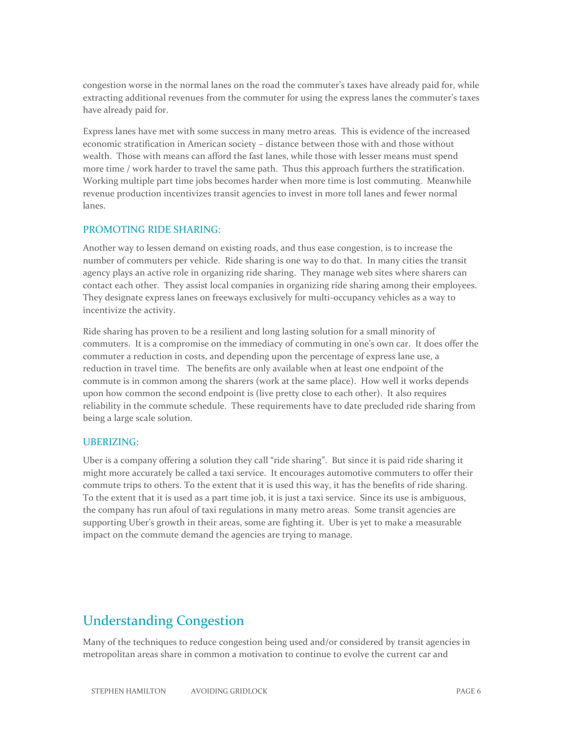congestion worse in the normal lanes on the road the commuter's taxes have already paid for, while extracting additional revenues from the commuter for using the express lanes the commuter's taxes have already paid for.

Express lanes have met with some success in many metro areas. This is evidence of the increased economic stratification in American society – distance between those with and those without wealth. Those with means can afford the fast lanes, while those with lesser means must spend more time / work harder to travel the same path. Thus this approach furthers the stratification. Working multiple part time jobs becomes harder when more time is lost commuting. Meanwhile revenue production incentivizes transit agencies to invest in more toll lanes and fewer normal lanes.

### PROMOTING RIDE SHARING:

Another way to lessen demand on existing roads, and thus ease congestion, is to increase the number of commuters per vehicle. Ride sharing is one way to do that. In many cities the transit agency plays an active role in organizing ride sharing. They manage web sites where sharers can contact each other. They assist local companies in organizing ride sharing among their employees. They designate express lanes on freeways exclusively for multi-occupancy vehicles as a way to incentivize the activity.

Ride sharing has proven to be a resilient and long lasting solution for a small minority of commuters. It is a compromise on the immediacy of commuting in one's own car. It does offer the commuter a reduction in costs, and depending upon the percentage of express lane use, a reduction in travel time. The benefits are only available when at least one endpoint of the commute is in common among the sharers (work at the same place). How well it works depends upon how common the second endpoint is (live pretty close to each other). It also requires reliability in the commute schedule. These requirements have to date precluded ride sharing from being a large scale solution.

### UBERIZING:

Uber is a company offering a solution they call "ride sharing". But since it is paid ride sharing it might more accurately be called a taxi service. It encourages automotive commuters to offer their commute trips to others. To the extent that it is used this way, it has the benefits of ride sharing. To the extent that it is used as a part time job, it is just a taxi service. Since its use is ambiguous, the company has run afoul of taxi regulations in many metro areas. Some transit agencies are supporting Uber's growth in their areas, some are fighting it. Uber is yet to make a measurable impact on the commute demand the agencies are trying to manage.

## Understanding Congestion

Many of the techniques to reduce congestion being used and/or considered by transit agencies in metropolitan areas share in common a motivation to continue to evolve the current car and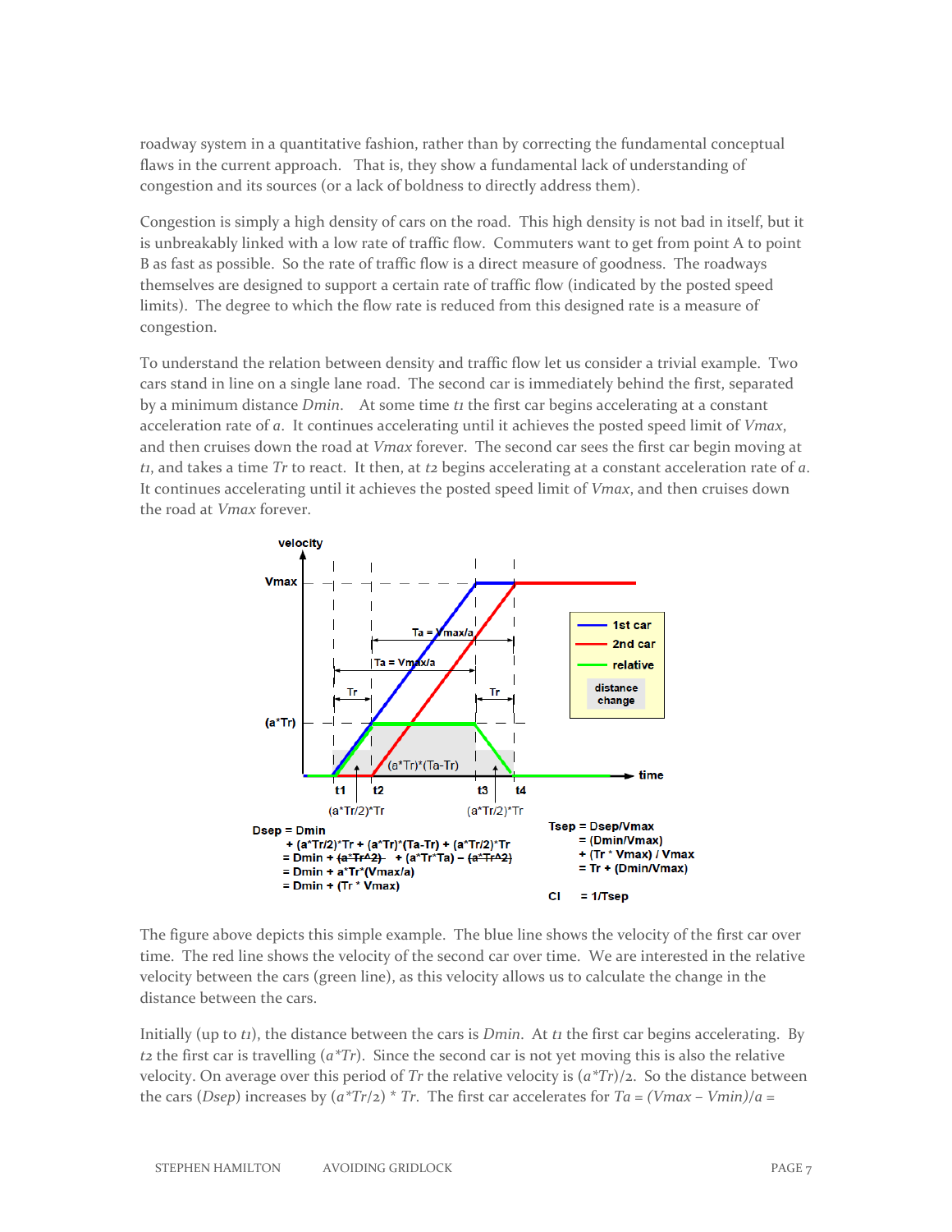roadway system in a quantitative fashion, rather than by correcting the fundamental conceptual flaws in the current approach. That is, they show a fundamental lack of understanding of congestion and its sources (or a lack of boldness to directly address them).

Congestion is simply a high density of cars on the road. This high density is not bad in itself, but it is unbreakably linked with a low rate of traffic flow. Commuters want to get from point A to point B as fast as possible. So the rate of traffic flow is a direct measure of goodness. The roadways themselves are designed to support a certain rate of traffic flow (indicated by the posted speed limits). The degree to which the flow rate is reduced from this designed rate is a measure of congestion.

To understand the relation between density and traffic flow let us consider a trivial example. Two cars stand in line on a single lane road. The second car is immediately behind the first, separated by a minimum distance *Dmin*. At some time $t_1$ the first car begins accelerating at a constant acceleration rate of *a*. It continues accelerating until it achieves the posted speed limit of *Vmax*, and then cruises down the road at *Vmax* forever. The second car sees the first car begin moving at $t_1$, and takes a time *Tr* to react. It then, at $t_2$ begins accelerating at a constant acceleration rate of *a*. It continues accelerating until it achieves the posted speed limit of *Vmax*, and then cruises down the road at *Vmax* forever.

$$
\begin{aligned}
Dsep &= Dmin \\
&\quad + (a*Tr/2)*Tr + (a*Tr)*(Ta-Tr) + (a*Tr/2)*Tr \\
&= Dmin + \cancel{(a*Tr^2)} + (a*Tr*Ta) - \cancel{(a*Tr^2)} \\
&= Dmin + a*Tr*(Vmax/a) \\
&= Dmin + (Tr * Vmax)
\end{aligned}
$$

$$
\begin{aligned}
Tsep &= Dsep/Vmax \\
&= (Dmin/Vmax) \\
&\quad + (Tr * Vmax) / Vmax \\
&= Tr + (Dmin/Vmax)
\end{aligned}
$$

$$
CI = 1/Tsep
$$

The figure above depicts this simple example. The blue line shows the velocity of the first car over time. The red line shows the velocity of the second car over time. We are interested in the relative velocity between the cars (green line), as this velocity allows us to calculate the change in the distance between the cars.

Initially (up to $t_1$), the distance between the cars is *Dmin*. At $t_1$ the first car begins accelerating. By $t_2$ the first car is travelling $(a*Tr)$. Since the second car is not yet moving this is also the relative velocity. On average over this period of *Tr* the relative velocity is $(a*Tr)/2$. So the distance between the cars (*Dsep*) increases by $(a*Tr/2) * Tr$. The first car accelerates for $Ta = (Vmax - Vmin)/a =$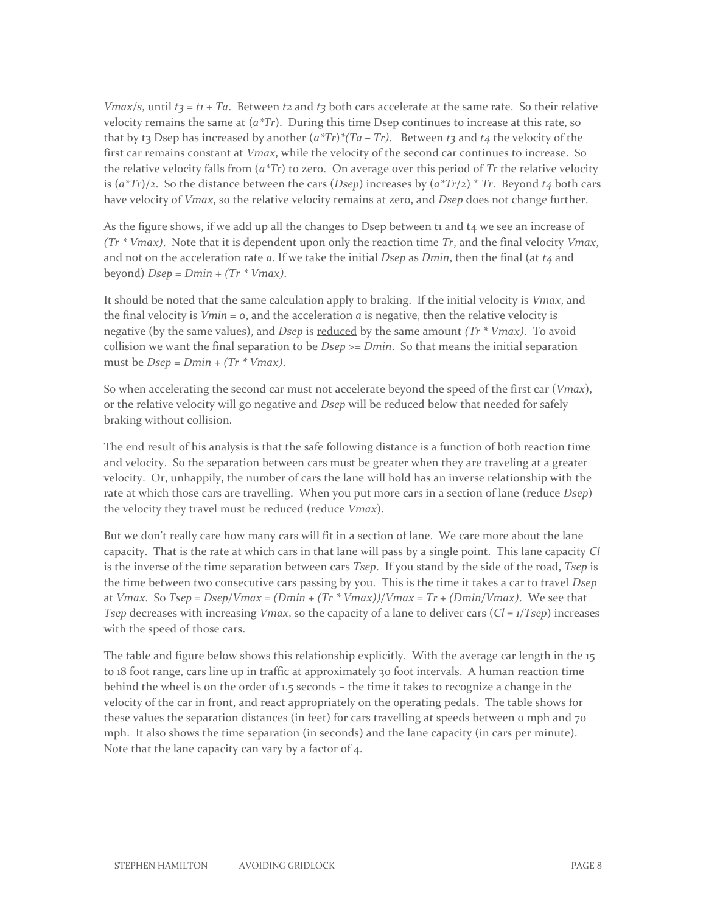$Vmax/s$, until $t_3 = t_1 + Ta$. Between $t_2$ and $t_3$ both cars accelerate at the same rate. So their relative velocity remains the same at $(a*Tr)$. During this time Dsep continues to increase at this rate, so that by t3 Dsep has increased by another $(a*Tr)*(Ta - Tr)$. Between $t_3$ and $t_4$ the velocity of the first car remains constant at *Vmax*, while the velocity of the second car continues to increase. So the relative velocity falls from $(a*Tr)$ to zero. On average over this period of *Tr* the relative velocity is $(a*Tr/2)$. So the distance between the cars (*Dsep*) increases by $(a*Tr/2) * Tr$. Beyond $t_4$ both cars have velocity of *Vmax*, so the relative velocity remains at zero, and *Dsep* does not change further.

As the figure shows, if we add up all the changes to Dsep between t1 and t4 we see an increase of $(Tr * Vmax)$. Note that it is dependent upon only the reaction time *Tr*, and the final velocity *Vmax*, and not on the acceleration rate *a*. If we take the initial *Dsep* as *Dmin*, then the final (at $t_4$ and beyond) $Dsep = Dmin + (Tr * Vmax)$.

It should be noted that the same calculation apply to braking. If the initial velocity is *Vmax*, and the final velocity is $Vmin = 0$, and the acceleration *a* is negative, then the relative velocity is negative (by the same values), and *Dsep* is <u>reduced</u> by the same amount $(Tr * Vmax)$. To avoid collision we want the final separation to be $Dsep >= Dmin$. So that means the initial separation must be $Dsep = Dmin + (Tr * Vmax)$.

So when accelerating the second car must not accelerate beyond the speed of the first car (*Vmax*), or the relative velocity will go negative and *Dsep* will be reduced below that needed for safely braking without collision.

The end result of his analysis is that the safe following distance is a function of both reaction time and velocity. So the separation between cars must be greater when they are traveling at a greater velocity. Or, unhappily, the number of cars the lane will hold has an inverse relationship with the rate at which those cars are travelling. When you put more cars in a section of lane (reduce *Dsep*) the velocity they travel must be reduced (reduce *Vmax*).

But we don't really care how many cars will fit in a section of lane. We care more about the lane capacity. That is the rate at which cars in that lane will pass by a single point. This lane capacity *Cl* is the inverse of the time separation between cars *Tsep*. If you stand by the side of the road, *Tsep* is the time between two consecutive cars passing by you. This is the time it takes a car to travel *Dsep* at *Vmax*. So $Tsep = Dsep/Vmax = (Dmin + (Tr * Vmax))/Vmax = Tr + (Dmin/Vmax)$. We see that *Tsep* decreases with increasing *Vmax*, so the capacity of a lane to deliver cars ($Cl = 1/Tsep$) increases with the speed of those cars.

The table and figure below shows this relationship explicitly. With the average car length in the 15 to 18 foot range, cars line up in traffic at approximately 30 foot intervals. A human reaction time behind the wheel is on the order of 1.5 seconds – the time it takes to recognize a change in the velocity of the car in front, and react appropriately on the operating pedals. The table shows for these values the separation distances (in feet) for cars travelling at speeds between 0 mph and 70 mph. It also shows the time separation (in seconds) and the lane capacity (in cars per minute). Note that the lane capacity can vary by a factor of 4.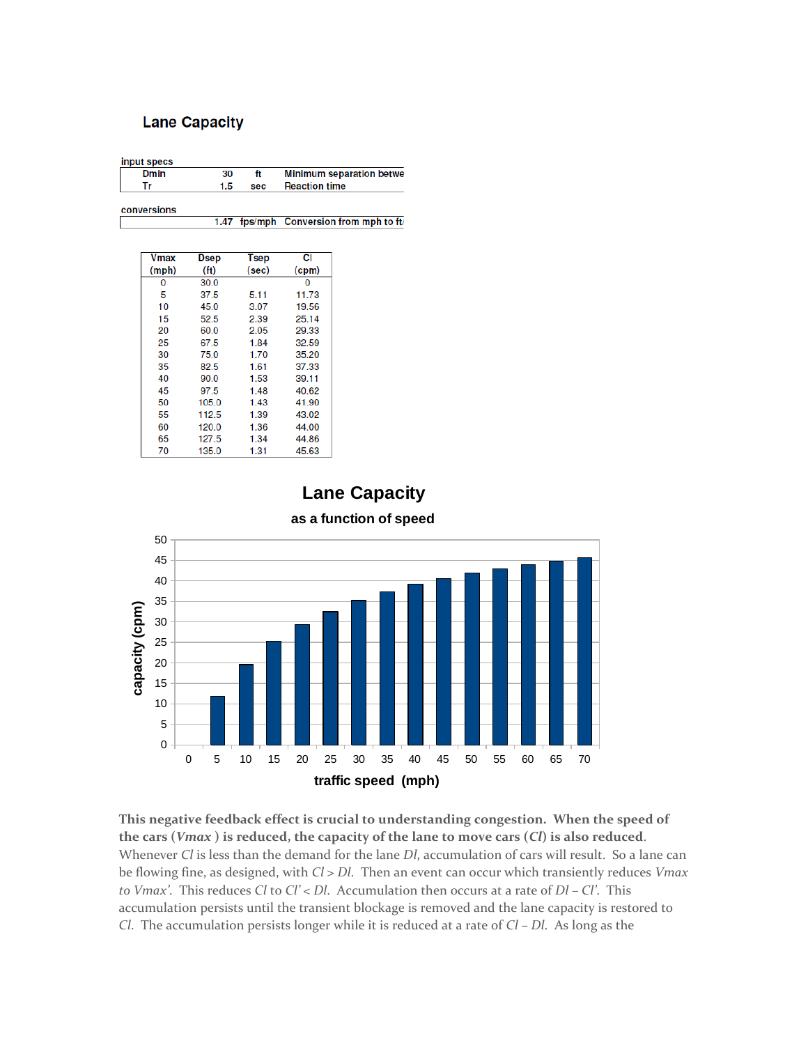## Lane Capacity

input specs

| | | | |
|---|---|---|---|
| Dmin | 30 | ft | Minimum separation betwe |
| Tr | 1.5 | sec | Reaction time |

conversions

| | | |
|---|---|---|
| 1.47 | fps/mph | Conversion from mph to ft/ |

| Vmax (mph) | Dsep (ft) | Tsep (sec) | Cl (cpm) |
|---|---|---|---|
| 0 | 30.0 | | 0 |
| 5 | 37.5 | 5.11 | 11.73 |
| 10 | 45.0 | 3.07 | 19.56 |
| 15 | 52.5 | 2.39 | 25.14 |
| 20 | 60.0 | 2.05 | 29.33 |
| 25 | 67.5 | 1.84 | 32.59 |
| 30 | 75.0 | 1.70 | 35.20 |
| 35 | 82.5 | 1.61 | 37.33 |
| 40 | 90.0 | 1.53 | 39.11 |
| 45 | 97.5 | 1.48 | 40.62 |
| 50 | 105.0 | 1.43 | 41.90 |
| 55 | 112.5 | 1.39 | 43.02 |
| 60 | 120.0 | 1.36 | 44.00 |
| 65 | 127.5 | 1.34 | 44.86 |
| 70 | 135.0 | 1.31 | 45.63 |

**Lane Capacity**

**as a function of speed**

(Bar chart: capacity (cpm) vs. traffic speed (mph))

**This negative feedback effect is crucial to understanding congestion. When the speed of the cars (*Vmax* ) is reduced, the capacity of the lane to move cars (*Cl*) is also reduced**. Whenever *Cl* is less than the demand for the lane *Dl*, accumulation of cars will result. So a lane can be flowing fine, as designed, with *Cl > Dl*. Then an event can occur which transiently reduces *Vmax to Vmax'*. This reduces *Cl* to *Cl' < Dl*. Accumulation then occurs at a rate of *Dl – Cl'*. This accumulation persists until the transient blockage is removed and the lane capacity is restored to *Cl*. The accumulation persists longer while it is reduced at a rate of *Cl – Dl*. As long as the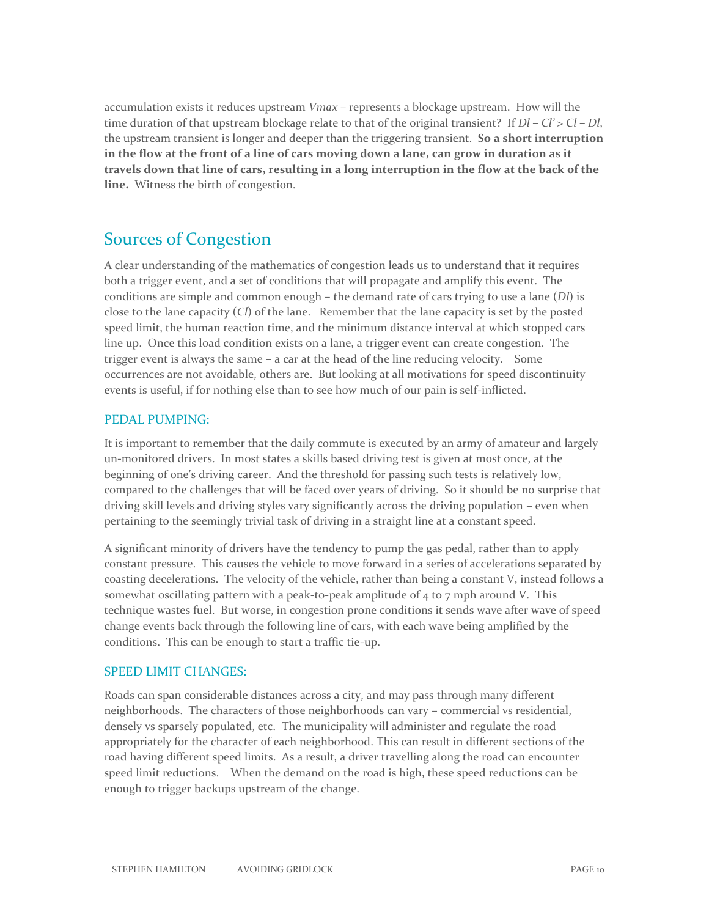accumulation exists it reduces upstream $V_{max}$ – represents a blockage upstream. How will the time duration of that upstream blockage relate to that of the original transient? If $Dl – Cl' > Cl – Dl$, the upstream transient is longer and deeper than the triggering transient. **So a short interruption in the flow at the front of a line of cars moving down a lane, can grow in duration as it travels down that line of cars, resulting in a long interruption in the flow at the back of the line.** Witness the birth of congestion.

## Sources of Congestion

A clear understanding of the mathematics of congestion leads us to understand that it requires both a trigger event, and a set of conditions that will propagate and amplify this event. The conditions are simple and common enough – the demand rate of cars trying to use a lane (*Dl*) is close to the lane capacity (*Cl*) of the lane. Remember that the lane capacity is set by the posted speed limit, the human reaction time, and the minimum distance interval at which stopped cars line up. Once this load condition exists on a lane, a trigger event can create congestion. The trigger event is always the same – a car at the head of the line reducing velocity. Some occurrences are not avoidable, others are. But looking at all motivations for speed discontinuity events is useful, if for nothing else than to see how much of our pain is self-inflicted.

### PEDAL PUMPING:

It is important to remember that the daily commute is executed by an army of amateur and largely un-monitored drivers. In most states a skills based driving test is given at most once, at the beginning of one's driving career. And the threshold for passing such tests is relatively low, compared to the challenges that will be faced over years of driving. So it should be no surprise that driving skill levels and driving styles vary significantly across the driving population – even when pertaining to the seemingly trivial task of driving in a straight line at a constant speed.

A significant minority of drivers have the tendency to pump the gas pedal, rather than to apply constant pressure. This causes the vehicle to move forward in a series of accelerations separated by coasting decelerations. The velocity of the vehicle, rather than being a constant V, instead follows a somewhat oscillating pattern with a peak-to-peak amplitude of 4 to 7 mph around V. This technique wastes fuel. But worse, in congestion prone conditions it sends wave after wave of speed change events back through the following line of cars, with each wave being amplified by the conditions. This can be enough to start a traffic tie-up.

### SPEED LIMIT CHANGES:

Roads can span considerable distances across a city, and may pass through many different neighborhoods. The characters of those neighborhoods can vary – commercial vs residential, densely vs sparsely populated, etc. The municipality will administer and regulate the road appropriately for the character of each neighborhood. This can result in different sections of the road having different speed limits. As a result, a driver travelling along the road can encounter speed limit reductions. When the demand on the road is high, these speed reductions can be enough to trigger backups upstream of the change.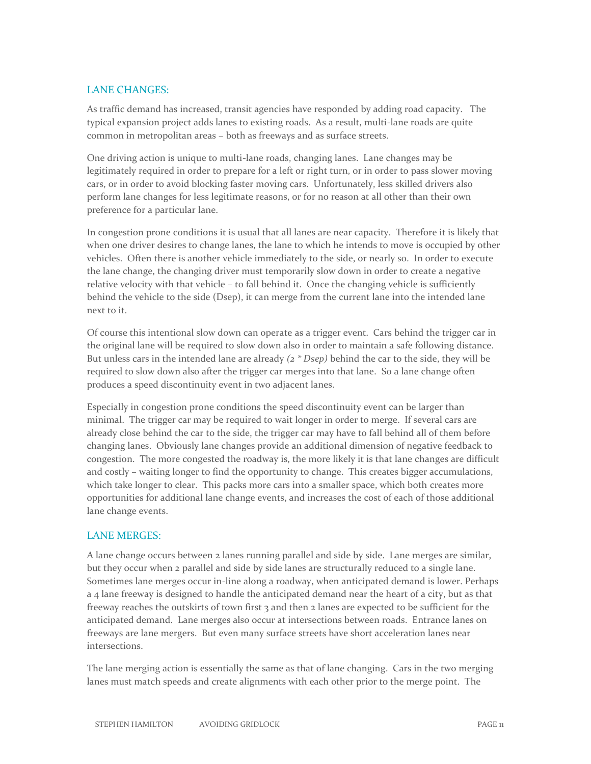## LANE CHANGES:

As traffic demand has increased, transit agencies have responded by adding road capacity. The typical expansion project adds lanes to existing roads. As a result, multi-lane roads are quite common in metropolitan areas – both as freeways and as surface streets.

One driving action is unique to multi-lane roads, changing lanes. Lane changes may be legitimately required in order to prepare for a left or right turn, or in order to pass slower moving cars, or in order to avoid blocking faster moving cars. Unfortunately, less skilled drivers also perform lane changes for less legitimate reasons, or for no reason at all other than their own preference for a particular lane.

In congestion prone conditions it is usual that all lanes are near capacity. Therefore it is likely that when one driver desires to change lanes, the lane to which he intends to move is occupied by other vehicles. Often there is another vehicle immediately to the side, or nearly so. In order to execute the lane change, the changing driver must temporarily slow down in order to create a negative relative velocity with that vehicle – to fall behind it. Once the changing vehicle is sufficiently behind the vehicle to the side (Dsep), it can merge from the current lane into the intended lane next to it.

Of course this intentional slow down can operate as a trigger event. Cars behind the trigger car in the original lane will be required to slow down also in order to maintain a safe following distance. But unless cars in the intended lane are already *(2 * Dsep)* behind the car to the side, they will be required to slow down also after the trigger car merges into that lane. So a lane change often produces a speed discontinuity event in two adjacent lanes.

Especially in congestion prone conditions the speed discontinuity event can be larger than minimal. The trigger car may be required to wait longer in order to merge. If several cars are already close behind the car to the side, the trigger car may have to fall behind all of them before changing lanes. Obviously lane changes provide an additional dimension of negative feedback to congestion. The more congested the roadway is, the more likely it is that lane changes are difficult and costly – waiting longer to find the opportunity to change. This creates bigger accumulations, which take longer to clear. This packs more cars into a smaller space, which both creates more opportunities for additional lane change events, and increases the cost of each of those additional lane change events.

## LANE MERGES:

A lane change occurs between 2 lanes running parallel and side by side. Lane merges are similar, but they occur when 2 parallel and side by side lanes are structurally reduced to a single lane. Sometimes lane merges occur in-line along a roadway, when anticipated demand is lower. Perhaps a 4 lane freeway is designed to handle the anticipated demand near the heart of a city, but as that freeway reaches the outskirts of town first 3 and then 2 lanes are expected to be sufficient for the anticipated demand. Lane merges also occur at intersections between roads. Entrance lanes on freeways are lane mergers. But even many surface streets have short acceleration lanes near intersections.

The lane merging action is essentially the same as that of lane changing. Cars in the two merging lanes must match speeds and create alignments with each other prior to the merge point. The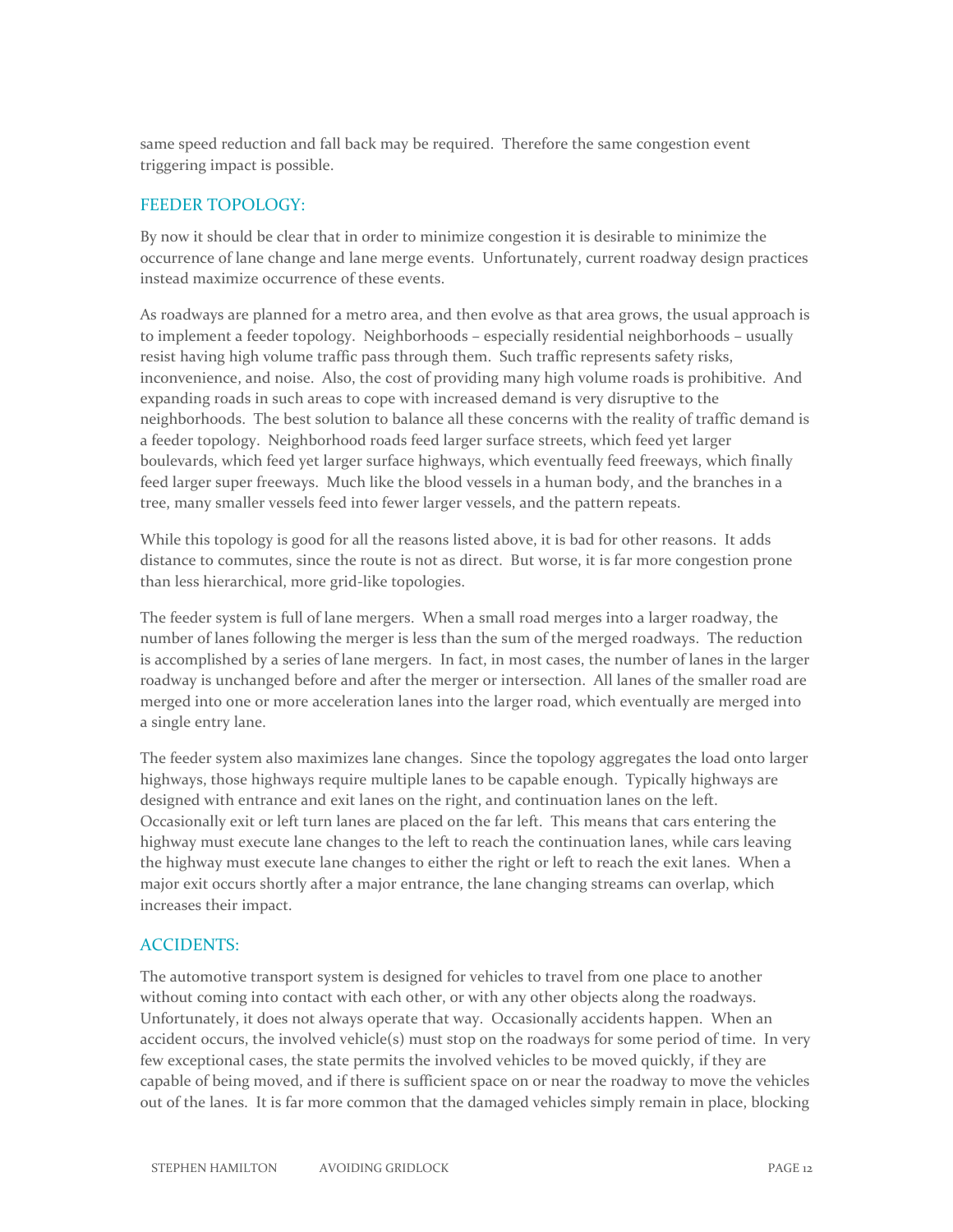same speed reduction and fall back may be required. Therefore the same congestion event triggering impact is possible.

## FEEDER TOPOLOGY:

By now it should be clear that in order to minimize congestion it is desirable to minimize the occurrence of lane change and lane merge events. Unfortunately, current roadway design practices instead maximize occurrence of these events.

As roadways are planned for a metro area, and then evolve as that area grows, the usual approach is to implement a feeder topology. Neighborhoods – especially residential neighborhoods – usually resist having high volume traffic pass through them. Such traffic represents safety risks, inconvenience, and noise. Also, the cost of providing many high volume roads is prohibitive. And expanding roads in such areas to cope with increased demand is very disruptive to the neighborhoods. The best solution to balance all these concerns with the reality of traffic demand is a feeder topology. Neighborhood roads feed larger surface streets, which feed yet larger boulevards, which feed yet larger surface highways, which eventually feed freeways, which finally feed larger super freeways. Much like the blood vessels in a human body, and the branches in a tree, many smaller vessels feed into fewer larger vessels, and the pattern repeats.

While this topology is good for all the reasons listed above, it is bad for other reasons. It adds distance to commutes, since the route is not as direct. But worse, it is far more congestion prone than less hierarchical, more grid-like topologies.

The feeder system is full of lane mergers. When a small road merges into a larger roadway, the number of lanes following the merger is less than the sum of the merged roadways. The reduction is accomplished by a series of lane mergers. In fact, in most cases, the number of lanes in the larger roadway is unchanged before and after the merger or intersection. All lanes of the smaller road are merged into one or more acceleration lanes into the larger road, which eventually are merged into a single entry lane.

The feeder system also maximizes lane changes. Since the topology aggregates the load onto larger highways, those highways require multiple lanes to be capable enough. Typically highways are designed with entrance and exit lanes on the right, and continuation lanes on the left. Occasionally exit or left turn lanes are placed on the far left. This means that cars entering the highway must execute lane changes to the left to reach the continuation lanes, while cars leaving the highway must execute lane changes to either the right or left to reach the exit lanes. When a major exit occurs shortly after a major entrance, the lane changing streams can overlap, which increases their impact.

## ACCIDENTS:

The automotive transport system is designed for vehicles to travel from one place to another without coming into contact with each other, or with any other objects along the roadways. Unfortunately, it does not always operate that way. Occasionally accidents happen. When an accident occurs, the involved vehicle(s) must stop on the roadways for some period of time. In very few exceptional cases, the state permits the involved vehicles to be moved quickly, if they are capable of being moved, and if there is sufficient space on or near the roadway to move the vehicles out of the lanes. It is far more common that the damaged vehicles simply remain in place, blocking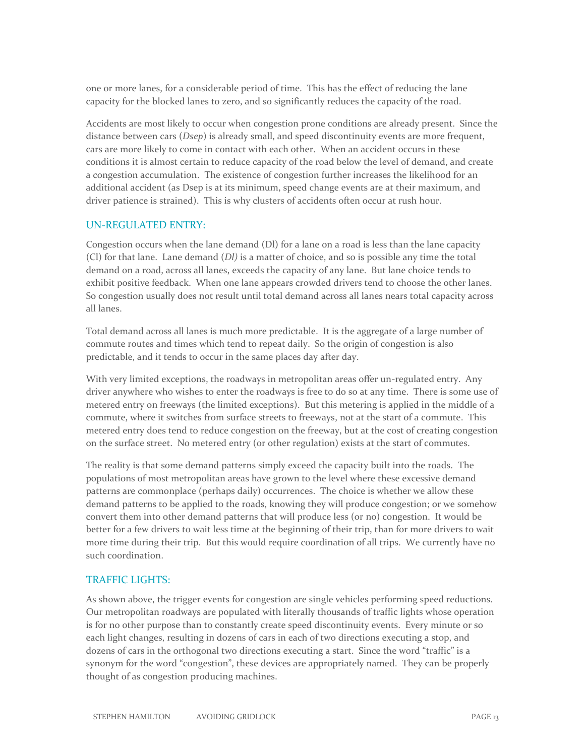one or more lanes, for a considerable period of time. This has the effect of reducing the lane capacity for the blocked lanes to zero, and so significantly reduces the capacity of the road.

Accidents are most likely to occur when congestion prone conditions are already present. Since the distance between cars (*Dsep*) is already small, and speed discontinuity events are more frequent, cars are more likely to come in contact with each other. When an accident occurs in these conditions it is almost certain to reduce capacity of the road below the level of demand, and create a congestion accumulation. The existence of congestion further increases the likelihood for an additional accident (as Dsep is at its minimum, speed change events are at their maximum, and driver patience is strained). This is why clusters of accidents often occur at rush hour.

## UN-REGULATED ENTRY:

Congestion occurs when the lane demand (Dl) for a lane on a road is less than the lane capacity (Cl) for that lane. Lane demand (*Dl)* is a matter of choice, and so is possible any time the total demand on a road, across all lanes, exceeds the capacity of any lane. But lane choice tends to exhibit positive feedback. When one lane appears crowded drivers tend to choose the other lanes. So congestion usually does not result until total demand across all lanes nears total capacity across all lanes.

Total demand across all lanes is much more predictable. It is the aggregate of a large number of commute routes and times which tend to repeat daily. So the origin of congestion is also predictable, and it tends to occur in the same places day after day.

With very limited exceptions, the roadways in metropolitan areas offer un-regulated entry. Any driver anywhere who wishes to enter the roadways is free to do so at any time. There is some use of metered entry on freeways (the limited exceptions). But this metering is applied in the middle of a commute, where it switches from surface streets to freeways, not at the start of a commute. This metered entry does tend to reduce congestion on the freeway, but at the cost of creating congestion on the surface street. No metered entry (or other regulation) exists at the start of commutes.

The reality is that some demand patterns simply exceed the capacity built into the roads. The populations of most metropolitan areas have grown to the level where these excessive demand patterns are commonplace (perhaps daily) occurrences. The choice is whether we allow these demand patterns to be applied to the roads, knowing they will produce congestion; or we somehow convert them into other demand patterns that will produce less (or no) congestion. It would be better for a few drivers to wait less time at the beginning of their trip, than for more drivers to wait more time during their trip. But this would require coordination of all trips. We currently have no such coordination.

## TRAFFIC LIGHTS:

As shown above, the trigger events for congestion are single vehicles performing speed reductions. Our metropolitan roadways are populated with literally thousands of traffic lights whose operation is for no other purpose than to constantly create speed discontinuity events. Every minute or so each light changes, resulting in dozens of cars in each of two directions executing a stop, and dozens of cars in the orthogonal two directions executing a start. Since the word "traffic" is a synonym for the word "congestion", these devices are appropriately named. They can be properly thought of as congestion producing machines.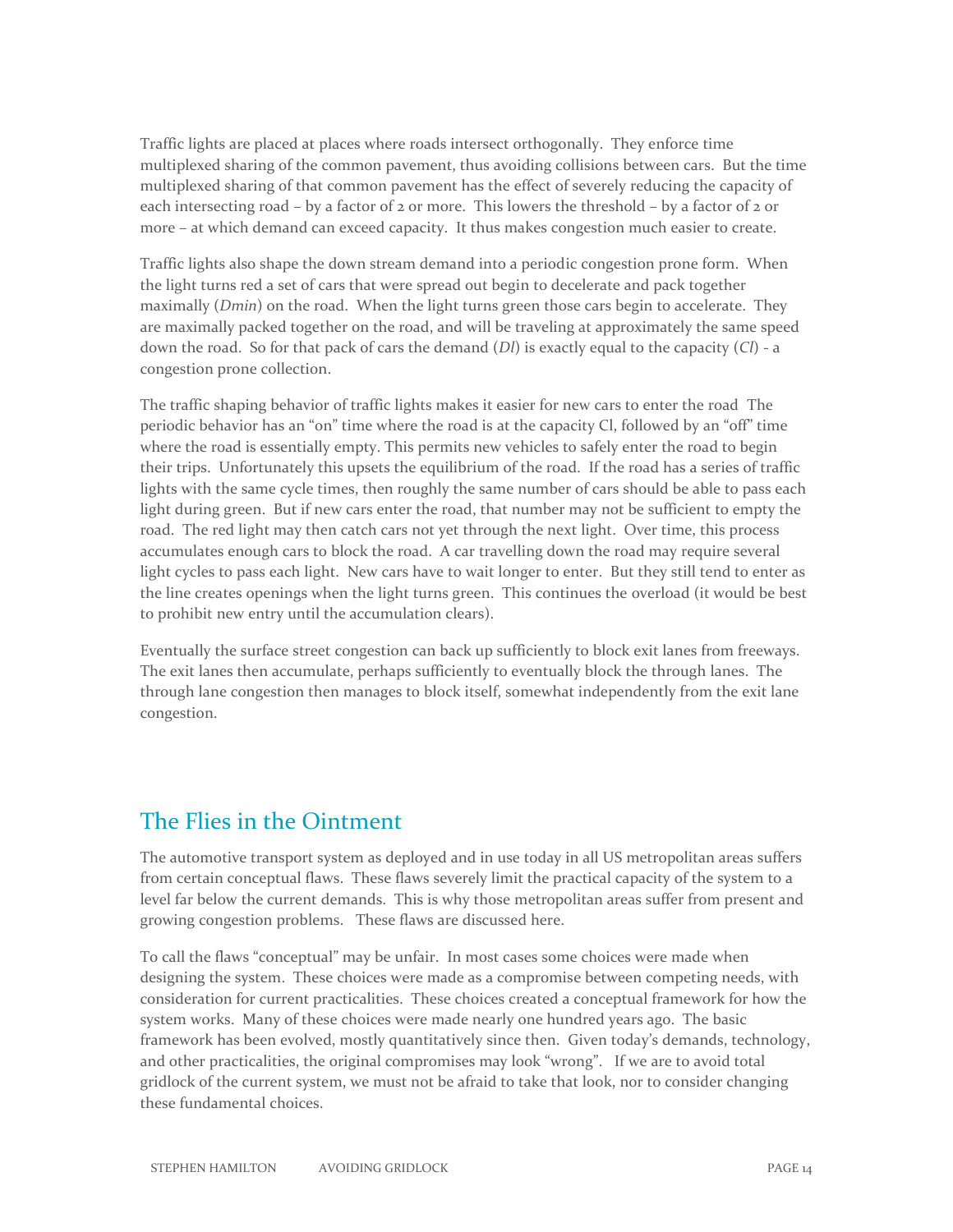Traffic lights are placed at places where roads intersect orthogonally. They enforce time multiplexed sharing of the common pavement, thus avoiding collisions between cars. But the time multiplexed sharing of that common pavement has the effect of severely reducing the capacity of each intersecting road – by a factor of 2 or more. This lowers the threshold – by a factor of 2 or more – at which demand can exceed capacity. It thus makes congestion much easier to create.

Traffic lights also shape the down stream demand into a periodic congestion prone form. When the light turns red a set of cars that were spread out begin to decelerate and pack together maximally (*Dmin*) on the road. When the light turns green those cars begin to accelerate. They are maximally packed together on the road, and will be traveling at approximately the same speed down the road. So for that pack of cars the demand (*Dl*) is exactly equal to the capacity (*Cl*) - a congestion prone collection.

The traffic shaping behavior of traffic lights makes it easier for new cars to enter the road The periodic behavior has an "on" time where the road is at the capacity Cl, followed by an "off" time where the road is essentially empty. This permits new vehicles to safely enter the road to begin their trips. Unfortunately this upsets the equilibrium of the road. If the road has a series of traffic lights with the same cycle times, then roughly the same number of cars should be able to pass each light during green. But if new cars enter the road, that number may not be sufficient to empty the road. The red light may then catch cars not yet through the next light. Over time, this process accumulates enough cars to block the road. A car travelling down the road may require several light cycles to pass each light. New cars have to wait longer to enter. But they still tend to enter as the line creates openings when the light turns green. This continues the overload (it would be best to prohibit new entry until the accumulation clears).

Eventually the surface street congestion can back up sufficiently to block exit lanes from freeways. The exit lanes then accumulate, perhaps sufficiently to eventually block the through lanes. The through lane congestion then manages to block itself, somewhat independently from the exit lane congestion.

## The Flies in the Ointment

The automotive transport system as deployed and in use today in all US metropolitan areas suffers from certain conceptual flaws. These flaws severely limit the practical capacity of the system to a level far below the current demands. This is why those metropolitan areas suffer from present and growing congestion problems. These flaws are discussed here.

To call the flaws "conceptual" may be unfair. In most cases some choices were made when designing the system. These choices were made as a compromise between competing needs, with consideration for current practicalities. These choices created a conceptual framework for how the system works. Many of these choices were made nearly one hundred years ago. The basic framework has been evolved, mostly quantitatively since then. Given today's demands, technology, and other practicalities, the original compromises may look "wrong". If we are to avoid total gridlock of the current system, we must not be afraid to take that look, nor to consider changing these fundamental choices.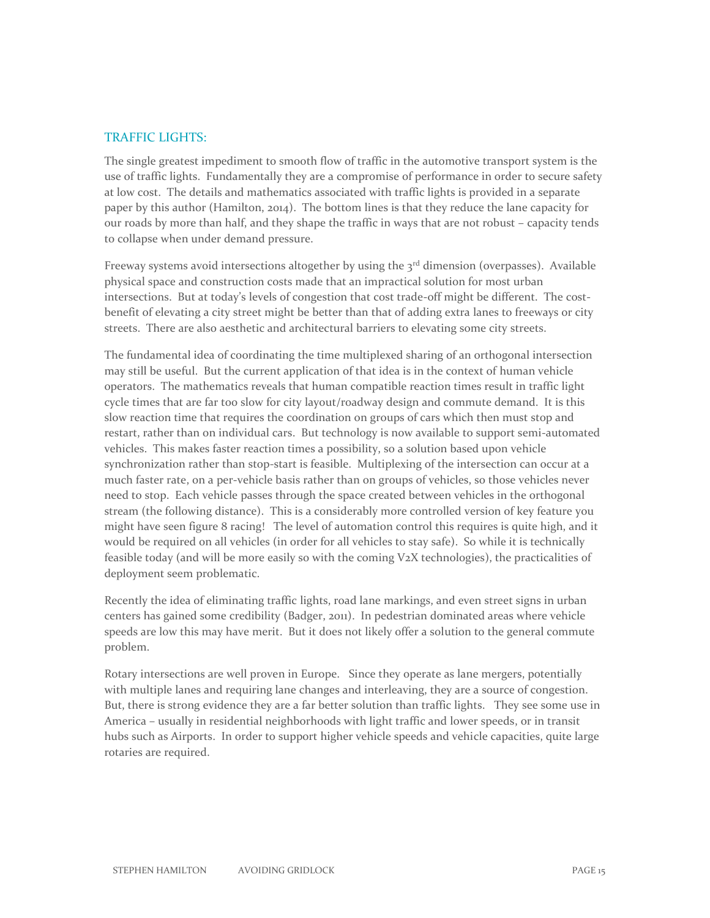## TRAFFIC LIGHTS:

The single greatest impediment to smooth flow of traffic in the automotive transport system is the use of traffic lights. Fundamentally they are a compromise of performance in order to secure safety at low cost. The details and mathematics associated with traffic lights is provided in a separate paper by this author (Hamilton, 2014). The bottom lines is that they reduce the lane capacity for our roads by more than half, and they shape the traffic in ways that are not robust – capacity tends to collapse when under demand pressure.

Freeway systems avoid intersections altogether by using the 3rd dimension (overpasses). Available physical space and construction costs made that an impractical solution for most urban intersections. But at today's levels of congestion that cost trade-off might be different. The cost-benefit of elevating a city street might be better than that of adding extra lanes to freeways or city streets. There are also aesthetic and architectural barriers to elevating some city streets.

The fundamental idea of coordinating the time multiplexed sharing of an orthogonal intersection may still be useful. But the current application of that idea is in the context of human vehicle operators. The mathematics reveals that human compatible reaction times result in traffic light cycle times that are far too slow for city layout/roadway design and commute demand. It is this slow reaction time that requires the coordination on groups of cars which then must stop and restart, rather than on individual cars. But technology is now available to support semi-automated vehicles. This makes faster reaction times a possibility, so a solution based upon vehicle synchronization rather than stop-start is feasible. Multiplexing of the intersection can occur at a much faster rate, on a per-vehicle basis rather than on groups of vehicles, so those vehicles never need to stop. Each vehicle passes through the space created between vehicles in the orthogonal stream (the following distance). This is a considerably more controlled version of key feature you might have seen figure 8 racing! The level of automation control this requires is quite high, and it would be required on all vehicles (in order for all vehicles to stay safe). So while it is technically feasible today (and will be more easily so with the coming V2X technologies), the practicalities of deployment seem problematic.

Recently the idea of eliminating traffic lights, road lane markings, and even street signs in urban centers has gained some credibility (Badger, 2011). In pedestrian dominated areas where vehicle speeds are low this may have merit. But it does not likely offer a solution to the general commute problem.

Rotary intersections are well proven in Europe. Since they operate as lane mergers, potentially with multiple lanes and requiring lane changes and interleaving, they are a source of congestion. But, there is strong evidence they are a far better solution than traffic lights. They see some use in America – usually in residential neighborhoods with light traffic and lower speeds, or in transit hubs such as Airports. In order to support higher vehicle speeds and vehicle capacities, quite large rotaries are required.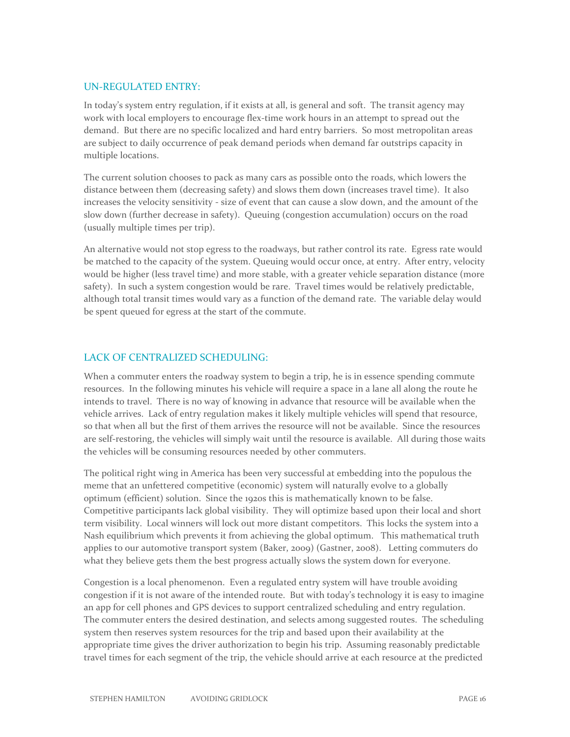## UN-REGULATED ENTRY:

In today's system entry regulation, if it exists at all, is general and soft. The transit agency may work with local employers to encourage flex-time work hours in an attempt to spread out the demand. But there are no specific localized and hard entry barriers. So most metropolitan areas are subject to daily occurrence of peak demand periods when demand far outstrips capacity in multiple locations.

The current solution chooses to pack as many cars as possible onto the roads, which lowers the distance between them (decreasing safety) and slows them down (increases travel time). It also increases the velocity sensitivity - size of event that can cause a slow down, and the amount of the slow down (further decrease in safety). Queuing (congestion accumulation) occurs on the road (usually multiple times per trip).

An alternative would not stop egress to the roadways, but rather control its rate. Egress rate would be matched to the capacity of the system. Queuing would occur once, at entry. After entry, velocity would be higher (less travel time) and more stable, with a greater vehicle separation distance (more safety). In such a system congestion would be rare. Travel times would be relatively predictable, although total transit times would vary as a function of the demand rate. The variable delay would be spent queued for egress at the start of the commute.

## LACK OF CENTRALIZED SCHEDULING:

When a commuter enters the roadway system to begin a trip, he is in essence spending commute resources. In the following minutes his vehicle will require a space in a lane all along the route he intends to travel. There is no way of knowing in advance that resource will be available when the vehicle arrives. Lack of entry regulation makes it likely multiple vehicles will spend that resource, so that when all but the first of them arrives the resource will not be available. Since the resources are self-restoring, the vehicles will simply wait until the resource is available. All during those waits the vehicles will be consuming resources needed by other commuters.

The political right wing in America has been very successful at embedding into the populous the meme that an unfettered competitive (economic) system will naturally evolve to a globally optimum (efficient) solution. Since the 1920s this is mathematically known to be false. Competitive participants lack global visibility. They will optimize based upon their local and short term visibility. Local winners will lock out more distant competitors. This locks the system into a Nash equilibrium which prevents it from achieving the global optimum. This mathematical truth applies to our automotive transport system (Baker, 2009) (Gastner, 2008). Letting commuters do what they believe gets them the best progress actually slows the system down for everyone.

Congestion is a local phenomenon. Even a regulated entry system will have trouble avoiding congestion if it is not aware of the intended route. But with today's technology it is easy to imagine an app for cell phones and GPS devices to support centralized scheduling and entry regulation. The commuter enters the desired destination, and selects among suggested routes. The scheduling system then reserves system resources for the trip and based upon their availability at the appropriate time gives the driver authorization to begin his trip. Assuming reasonably predictable travel times for each segment of the trip, the vehicle should arrive at each resource at the predicted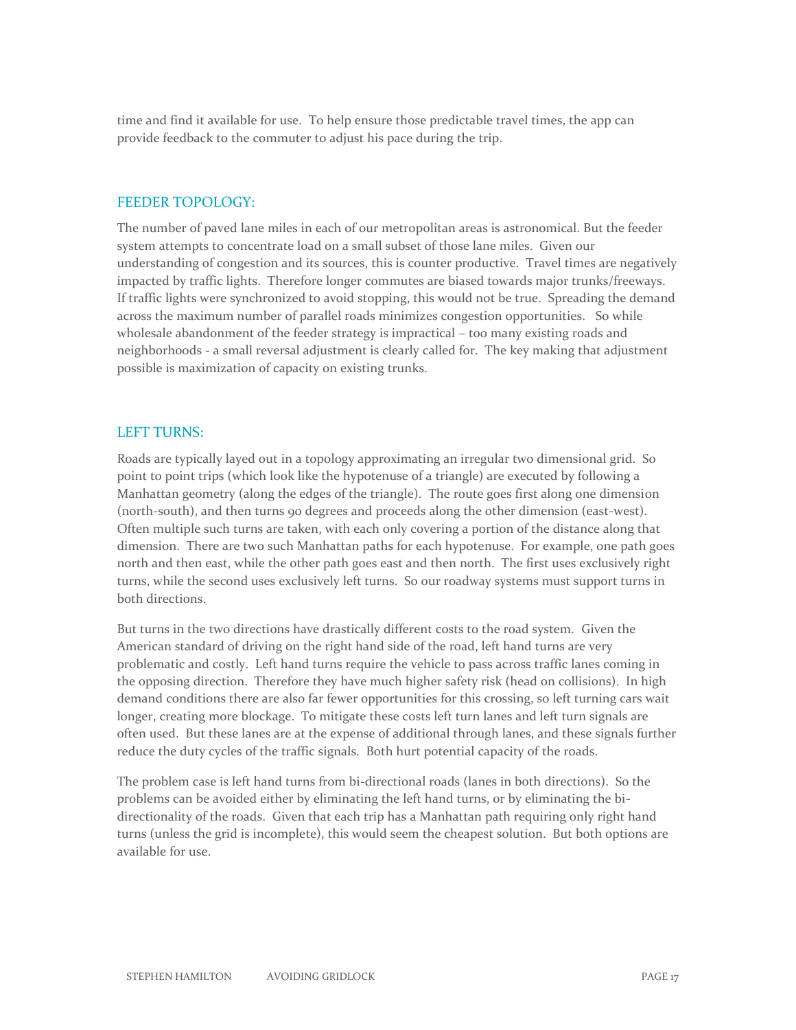time and find it available for use. To help ensure those predictable travel times, the app can provide feedback to the commuter to adjust his pace during the trip.

## FEEDER TOPOLOGY:

The number of paved lane miles in each of our metropolitan areas is astronomical. But the feeder system attempts to concentrate load on a small subset of those lane miles. Given our understanding of congestion and its sources, this is counter productive. Travel times are negatively impacted by traffic lights. Therefore longer commutes are biased towards major trunks/freeways. If traffic lights were synchronized to avoid stopping, this would not be true. Spreading the demand across the maximum number of parallel roads minimizes congestion opportunities. So while wholesale abandonment of the feeder strategy is impractical – too many existing roads and neighborhoods - a small reversal adjustment is clearly called for. The key making that adjustment possible is maximization of capacity on existing trunks.

## LEFT TURNS:

Roads are typically layed out in a topology approximating an irregular two dimensional grid. So point to point trips (which look like the hypotenuse of a triangle) are executed by following a Manhattan geometry (along the edges of the triangle). The route goes first along one dimension (north-south), and then turns 90 degrees and proceeds along the other dimension (east-west). Often multiple such turns are taken, with each only covering a portion of the distance along that dimension. There are two such Manhattan paths for each hypotenuse. For example, one path goes north and then east, while the other path goes east and then north. The first uses exclusively right turns, while the second uses exclusively left turns. So our roadway systems must support turns in both directions.

But turns in the two directions have drastically different costs to the road system. Given the American standard of driving on the right hand side of the road, left hand turns are very problematic and costly. Left hand turns require the vehicle to pass across traffic lanes coming in the opposing direction. Therefore they have much higher safety risk (head on collisions). In high demand conditions there are also far fewer opportunities for this crossing, so left turning cars wait longer, creating more blockage. To mitigate these costs left turn lanes and left turn signals are often used. But these lanes are at the expense of additional through lanes, and these signals further reduce the duty cycles of the traffic signals. Both hurt potential capacity of the roads.

The problem case is left hand turns from bi-directional roads (lanes in both directions). So the problems can be avoided either by eliminating the left hand turns, or by eliminating the bi-directionality of the roads. Given that each trip has a Manhattan path requiring only right hand turns (unless the grid is incomplete), this would seem the cheapest solution. But both options are available for use.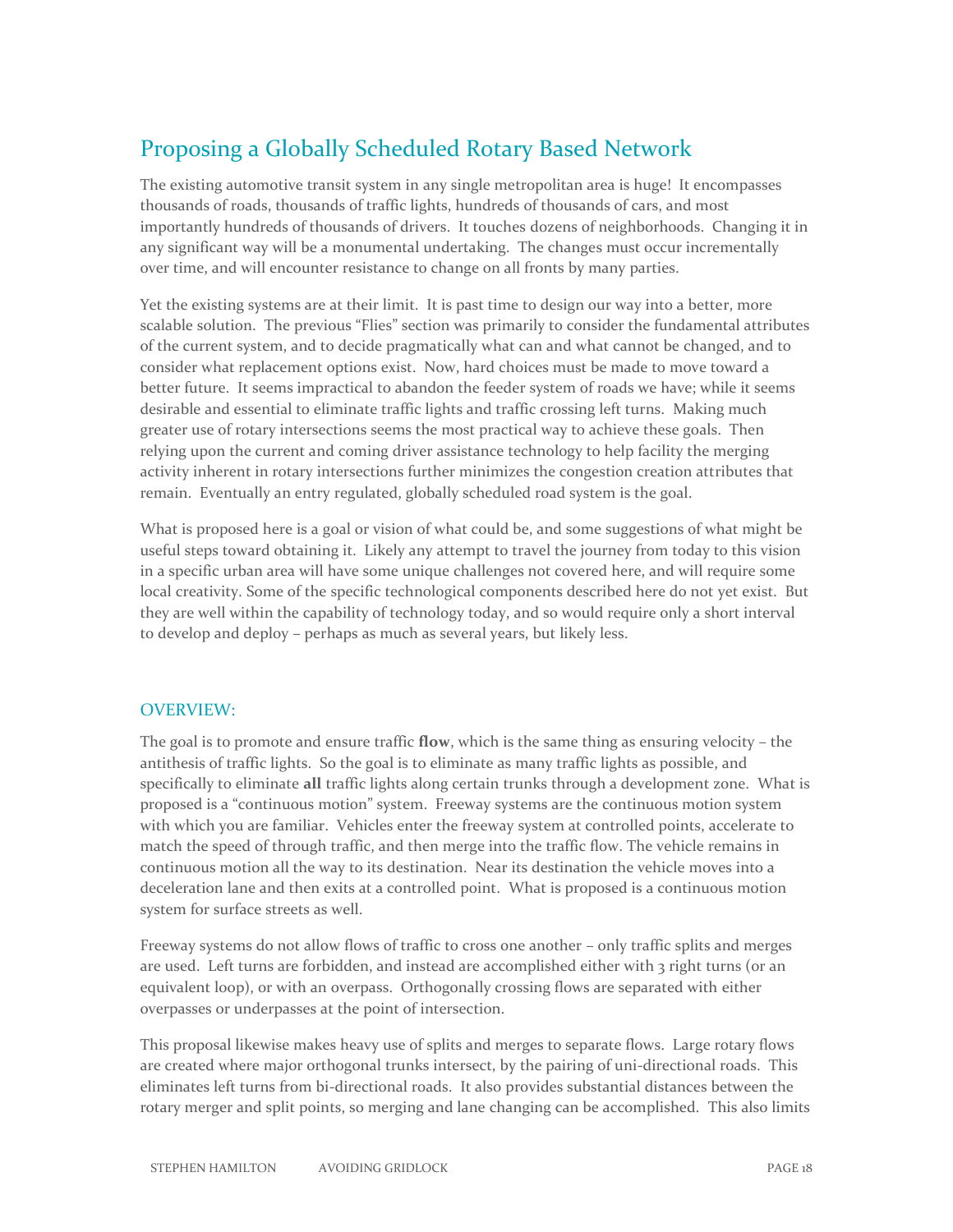## Proposing a Globally Scheduled Rotary Based Network

The existing automotive transit system in any single metropolitan area is huge! It encompasses thousands of roads, thousands of traffic lights, hundreds of thousands of cars, and most importantly hundreds of thousands of drivers. It touches dozens of neighborhoods. Changing it in any significant way will be a monumental undertaking. The changes must occur incrementally over time, and will encounter resistance to change on all fronts by many parties.

Yet the existing systems are at their limit. It is past time to design our way into a better, more scalable solution. The previous "Flies" section was primarily to consider the fundamental attributes of the current system, and to decide pragmatically what can and what cannot be changed, and to consider what replacement options exist. Now, hard choices must be made to move toward a better future. It seems impractical to abandon the feeder system of roads we have; while it seems desirable and essential to eliminate traffic lights and traffic crossing left turns. Making much greater use of rotary intersections seems the most practical way to achieve these goals. Then relying upon the current and coming driver assistance technology to help facility the merging activity inherent in rotary intersections further minimizes the congestion creation attributes that remain. Eventually an entry regulated, globally scheduled road system is the goal.

What is proposed here is a goal or vision of what could be, and some suggestions of what might be useful steps toward obtaining it. Likely any attempt to travel the journey from today to this vision in a specific urban area will have some unique challenges not covered here, and will require some local creativity. Some of the specific technological components described here do not yet exist. But they are well within the capability of technology today, and so would require only a short interval to develop and deploy – perhaps as much as several years, but likely less.

### OVERVIEW:

The goal is to promote and ensure traffic **flow**, which is the same thing as ensuring velocity – the antithesis of traffic lights. So the goal is to eliminate as many traffic lights as possible, and specifically to eliminate **all** traffic lights along certain trunks through a development zone. What is proposed is a "continuous motion" system. Freeway systems are the continuous motion system with which you are familiar. Vehicles enter the freeway system at controlled points, accelerate to match the speed of through traffic, and then merge into the traffic flow. The vehicle remains in continuous motion all the way to its destination. Near its destination the vehicle moves into a deceleration lane and then exits at a controlled point. What is proposed is a continuous motion system for surface streets as well.

Freeway systems do not allow flows of traffic to cross one another – only traffic splits and merges are used. Left turns are forbidden, and instead are accomplished either with 3 right turns (or an equivalent loop), or with an overpass. Orthogonally crossing flows are separated with either overpasses or underpasses at the point of intersection.

This proposal likewise makes heavy use of splits and merges to separate flows. Large rotary flows are created where major orthogonal trunks intersect, by the pairing of uni-directional roads. This eliminates left turns from bi-directional roads. It also provides substantial distances between the rotary merger and split points, so merging and lane changing can be accomplished. This also limits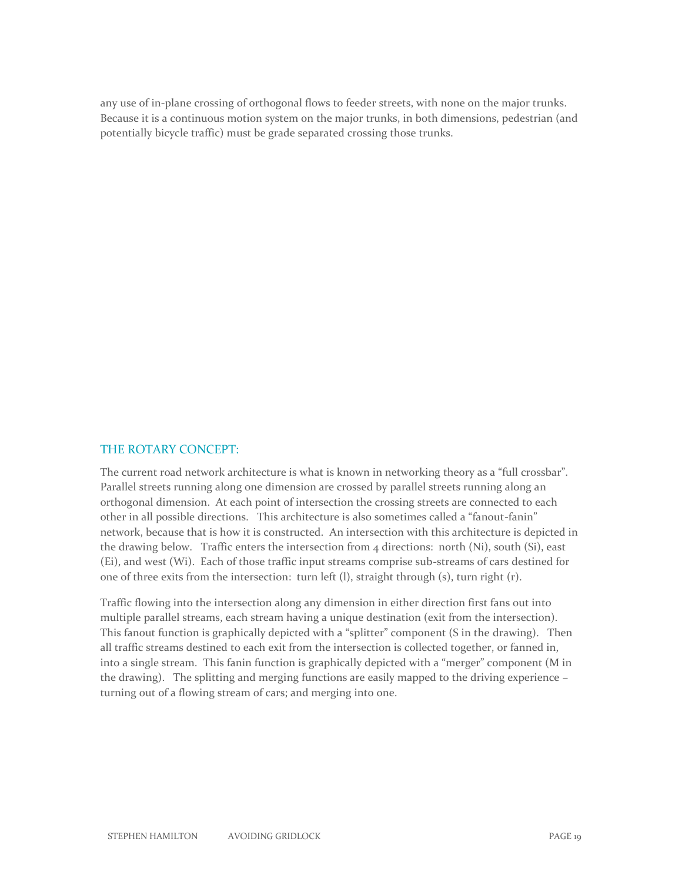any use of in-plane crossing of orthogonal flows to feeder streets, with none on the major trunks. Because it is a continuous motion system on the major trunks, in both dimensions, pedestrian (and potentially bicycle traffic) must be grade separated crossing those trunks.

## THE ROTARY CONCEPT:

The current road network architecture is what is known in networking theory as a “full crossbar”. Parallel streets running along one dimension are crossed by parallel streets running along an orthogonal dimension. At each point of intersection the crossing streets are connected to each other in all possible directions. This architecture is also sometimes called a “fanout-fanin” network, because that is how it is constructed. An intersection with this architecture is depicted in the drawing below. Traffic enters the intersection from 4 directions: north (Ni), south (Si), east (Ei), and west (Wi). Each of those traffic input streams comprise sub-streams of cars destined for one of three exits from the intersection: turn left (l), straight through (s), turn right (r).

Traffic flowing into the intersection along any dimension in either direction first fans out into multiple parallel streams, each stream having a unique destination (exit from the intersection). This fanout function is graphically depicted with a “splitter” component (S in the drawing). Then all traffic streams destined to each exit from the intersection is collected together, or fanned in, into a single stream. This fanin function is graphically depicted with a “merger” component (M in the drawing). The splitting and merging functions are easily mapped to the driving experience – turning out of a flowing stream of cars; and merging into one.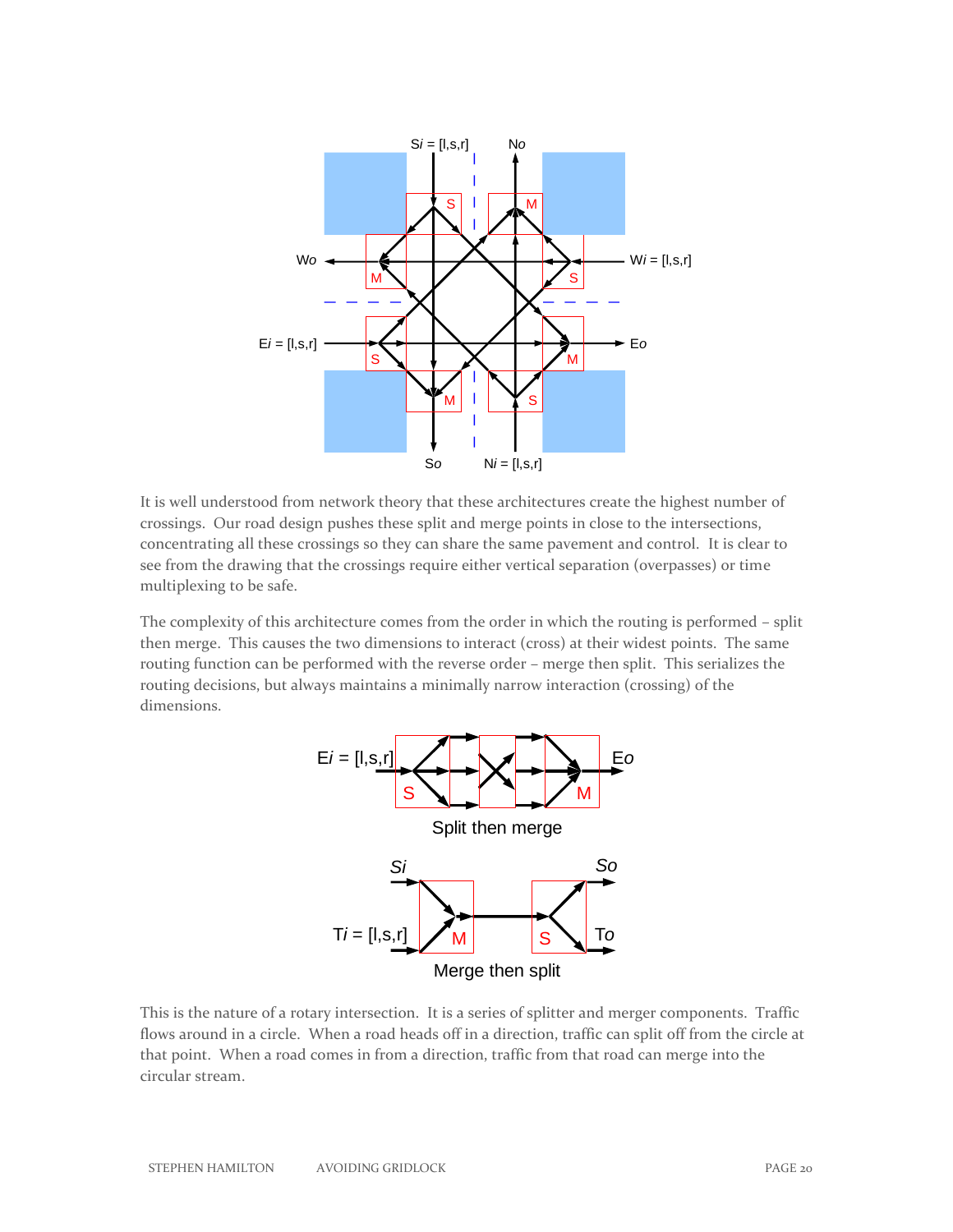It is well understood from network theory that these architectures create the highest number of crossings. Our road design pushes these split and merge points in close to the intersections, concentrating all these crossings so they can share the same pavement and control. It is clear to see from the drawing that the crossings require either vertical separation (overpasses) or time multiplexing to be safe.

The complexity of this architecture comes from the order in which the routing is performed – split then merge. This causes the two dimensions to interact (cross) at their widest points. The same routing function can be performed with the reverse order – merge then split. This serializes the routing decisions, but always maintains a minimally narrow interaction (crossing) of the dimensions.

Split then merge

Merge then split

This is the nature of a rotary intersection. It is a series of splitter and merger components. Traffic flows around in a circle. When a road heads off in a direction, traffic can split off from the circle at that point. When a road comes in from a direction, traffic from that road can merge into the circular stream.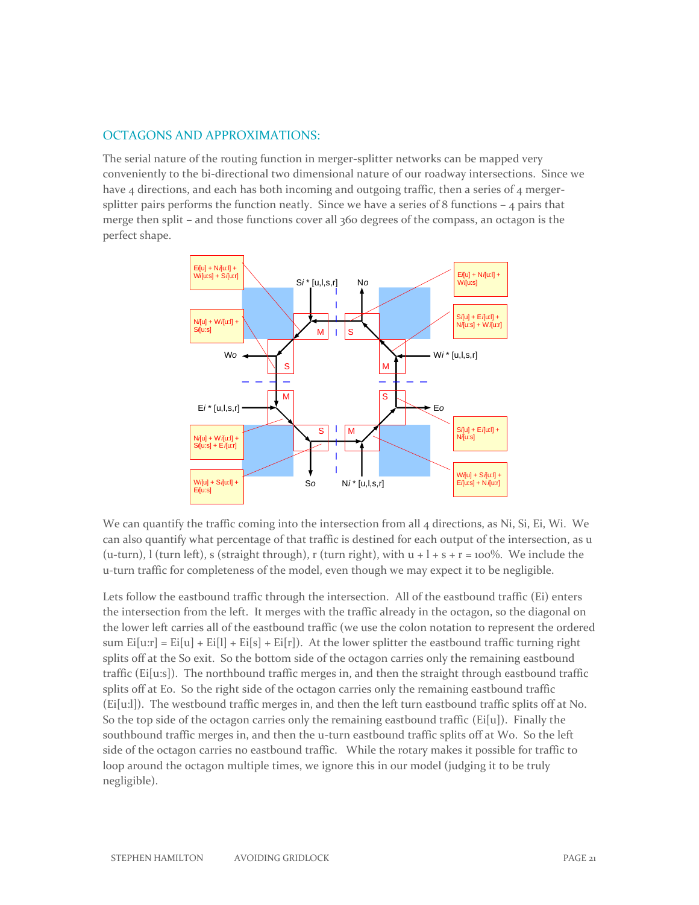## OCTAGONS AND APPROXIMATIONS:

The serial nature of the routing function in merger-splitter networks can be mapped very conveniently to the bi-directional two dimensional nature of our roadway intersections. Since we have 4 directions, and each has both incoming and outgoing traffic, then a series of 4 merger-splitter pairs performs the function neatly. Since we have a series of 8 functions – 4 pairs that merge then split – and those functions cover all 360 degrees of the compass, an octagon is the perfect shape.

We can quantify the traffic coming into the intersection from all 4 directions, as Ni, Si, Ei, Wi. We can also quantify what percentage of that traffic is destined for each output of the intersection, as u (u-turn), l (turn left), s (straight through), r (turn right), with u + l + s + r = 100%. We include the u-turn traffic for completeness of the model, even though we may expect it to be negligible.

Lets follow the eastbound traffic through the intersection. All of the eastbound traffic (Ei) enters the intersection from the left. It merges with the traffic already in the octagon, so the diagonal on the lower left carries all of the eastbound traffic (we use the colon notation to represent the ordered sum Ei[u:r] = Ei[u] + Ei[l] + Ei[s] + Ei[r]). At the lower splitter the eastbound traffic turning right splits off at the So exit. So the bottom side of the octagon carries only the remaining eastbound traffic (Ei[u:s]). The northbound traffic merges in, and then the straight through eastbound traffic splits off at Eo. So the right side of the octagon carries only the remaining eastbound traffic (Ei[u:l]). The westbound traffic merges in, and then the left turn eastbound traffic splits off at No. So the top side of the octagon carries only the remaining eastbound traffic (Ei[u]). Finally the southbound traffic merges in, and then the u-turn eastbound traffic splits off at Wo. So the left side of the octagon carries no eastbound traffic. While the rotary makes it possible for traffic to loop around the octagon multiple times, we ignore this in our model (judging it to be truly negligible).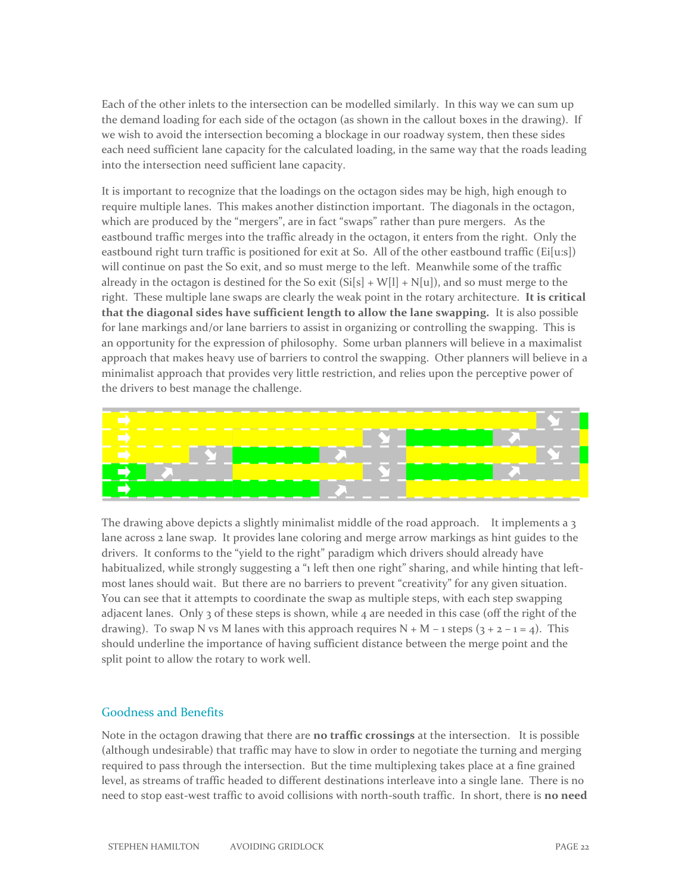Each of the other inlets to the intersection can be modelled similarly. In this way we can sum up the demand loading for each side of the octagon (as shown in the callout boxes in the drawing). If we wish to avoid the intersection becoming a blockage in our roadway system, then these sides each need sufficient lane capacity for the calculated loading, in the same way that the roads leading into the intersection need sufficient lane capacity.

It is important to recognize that the loadings on the octagon sides may be high, high enough to require multiple lanes. This makes another distinction important. The diagonals in the octagon, which are produced by the "mergers", are in fact "swaps" rather than pure mergers. As the eastbound traffic merges into the traffic already in the octagon, it enters from the right. Only the eastbound right turn traffic is positioned for exit at So. All of the other eastbound traffic (Ei[u:s]) will continue on past the So exit, and so must merge to the left. Meanwhile some of the traffic already in the octagon is destined for the So exit (Si[s] + W[l] + N[u]), and so must merge to the right. These multiple lane swaps are clearly the weak point in the rotary architecture. **It is critical that the diagonal sides have sufficient length to allow the lane swapping.** It is also possible for lane markings and/or lane barriers to assist in organizing or controlling the swapping. This is an opportunity for the expression of philosophy. Some urban planners will believe in a maximalist approach that makes heavy use of barriers to control the swapping. Other planners will believe in a minimalist approach that provides very little restriction, and relies upon the perceptive power of the drivers to best manage the challenge.

The drawing above depicts a slightly minimalist middle of the road approach. It implements a 3 lane across 2 lane swap. It provides lane coloring and merge arrow markings as hint guides to the drivers. It conforms to the "yield to the right" paradigm which drivers should already have habitualized, while strongly suggesting a "1 left then one right" sharing, and while hinting that left-most lanes should wait. But there are no barriers to prevent "creativity" for any given situation. You can see that it attempts to coordinate the swap as multiple steps, with each step swapping adjacent lanes. Only 3 of these steps is shown, while 4 are needed in this case (off the right of the drawing). To swap N vs M lanes with this approach requires N + M – 1 steps (3 + 2 – 1 = 4). This should underline the importance of having sufficient distance between the merge point and the split point to allow the rotary to work well.

## Goodness and Benefits

Note in the octagon drawing that there are **no traffic crossings** at the intersection. It is possible (although undesirable) that traffic may have to slow in order to negotiate the turning and merging required to pass through the intersection. But the time multiplexing takes place at a fine grained level, as streams of traffic headed to different destinations interleave into a single lane. There is no need to stop east-west traffic to avoid collisions with north-south traffic. In short, there is **no need**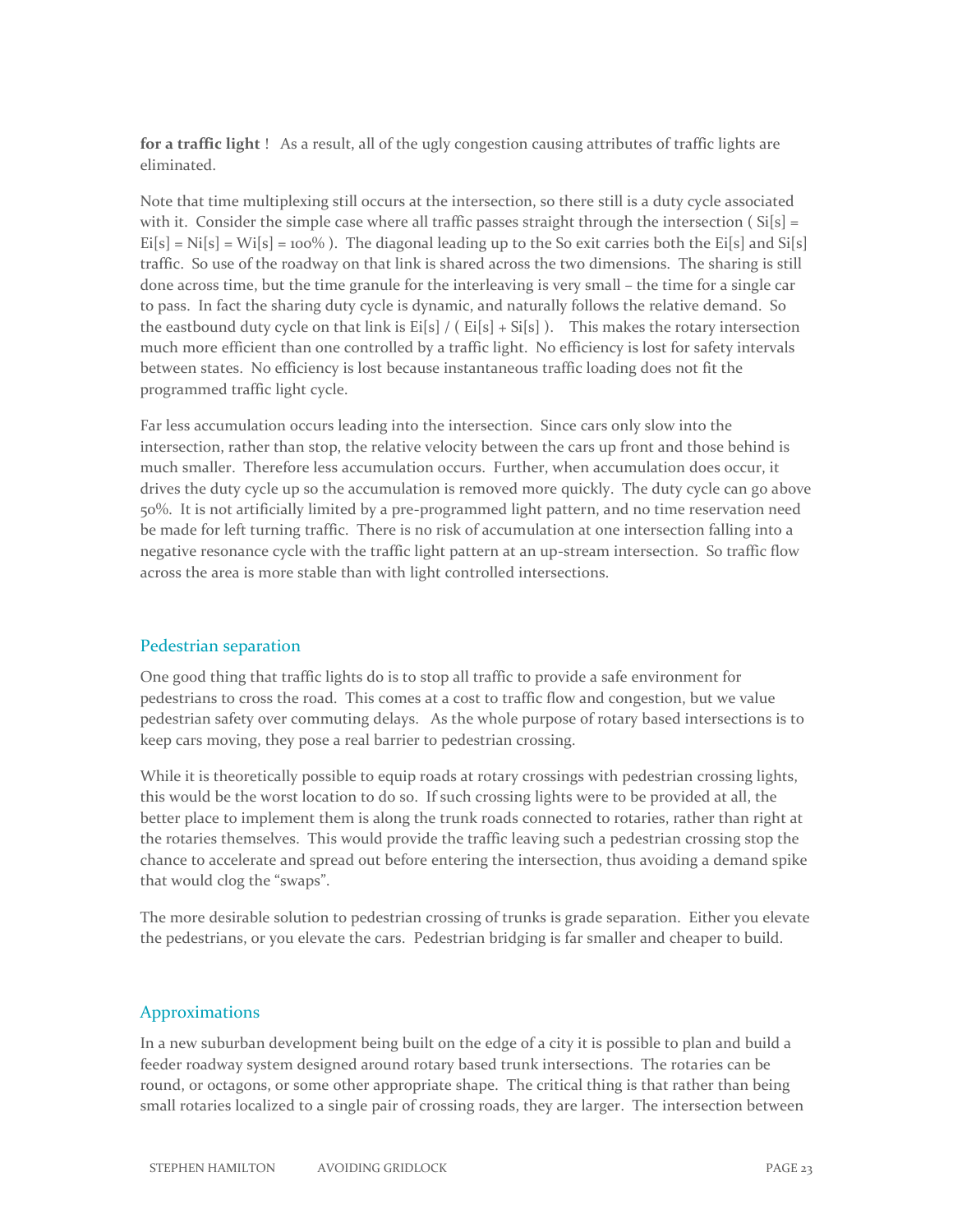**for a traffic light** !   As a result, all of the ugly congestion causing attributes of traffic lights are eliminated.

Note that time multiplexing still occurs at the intersection, so there still is a duty cycle associated with it.  Consider the simple case where all traffic passes straight through the intersection ( Si[s] = Ei[s] = Ni[s] = Wi[s] = 100% ).  The diagonal leading up to the So exit carries both the Ei[s] and Si[s] traffic.  So use of the roadway on that link is shared across the two dimensions.  The sharing is still done across time, but the time granule for the interleaving is very small – the time for a single car to pass.  In fact the sharing duty cycle is dynamic, and naturally follows the relative demand.  So the eastbound duty cycle on that link is Ei[s] / ( Ei[s] + Si[s] ).    This makes the rotary intersection much more efficient than one controlled by a traffic light.  No efficiency is lost for safety intervals between states.  No efficiency is lost because instantaneous traffic loading does not fit the programmed traffic light cycle.

Far less accumulation occurs leading into the intersection.  Since cars only slow into the intersection, rather than stop, the relative velocity between the cars up front and those behind is much smaller.  Therefore less accumulation occurs.  Further, when accumulation does occur, it drives the duty cycle up so the accumulation is removed more quickly.  The duty cycle can go above 50%.  It is not artificially limited by a pre-programmed light pattern, and no time reservation need be made for left turning traffic.  There is no risk of accumulation at one intersection falling into a negative resonance cycle with the traffic light pattern at an up-stream intersection.  So traffic flow across the area is more stable than with light controlled intersections.

## Pedestrian separation

One good thing that traffic lights do is to stop all traffic to provide a safe environment for pedestrians to cross the road.  This comes at a cost to traffic flow and congestion, but we value pedestrian safety over commuting delays.   As the whole purpose of rotary based intersections is to keep cars moving, they pose a real barrier to pedestrian crossing.

While it is theoretically possible to equip roads at rotary crossings with pedestrian crossing lights, this would be the worst location to do so.  If such crossing lights were to be provided at all, the better place to implement them is along the trunk roads connected to rotaries, rather than right at the rotaries themselves.  This would provide the traffic leaving such a pedestrian crossing stop the chance to accelerate and spread out before entering the intersection, thus avoiding a demand spike that would clog the "swaps".

The more desirable solution to pedestrian crossing of trunks is grade separation.  Either you elevate the pedestrians, or you elevate the cars.  Pedestrian bridging is far smaller and cheaper to build.

## Approximations

In a new suburban development being built on the edge of a city it is possible to plan and build a feeder roadway system designed around rotary based trunk intersections.  The rotaries can be round, or octagons, or some other appropriate shape.  The critical thing is that rather than being small rotaries localized to a single pair of crossing roads, they are larger.  The intersection between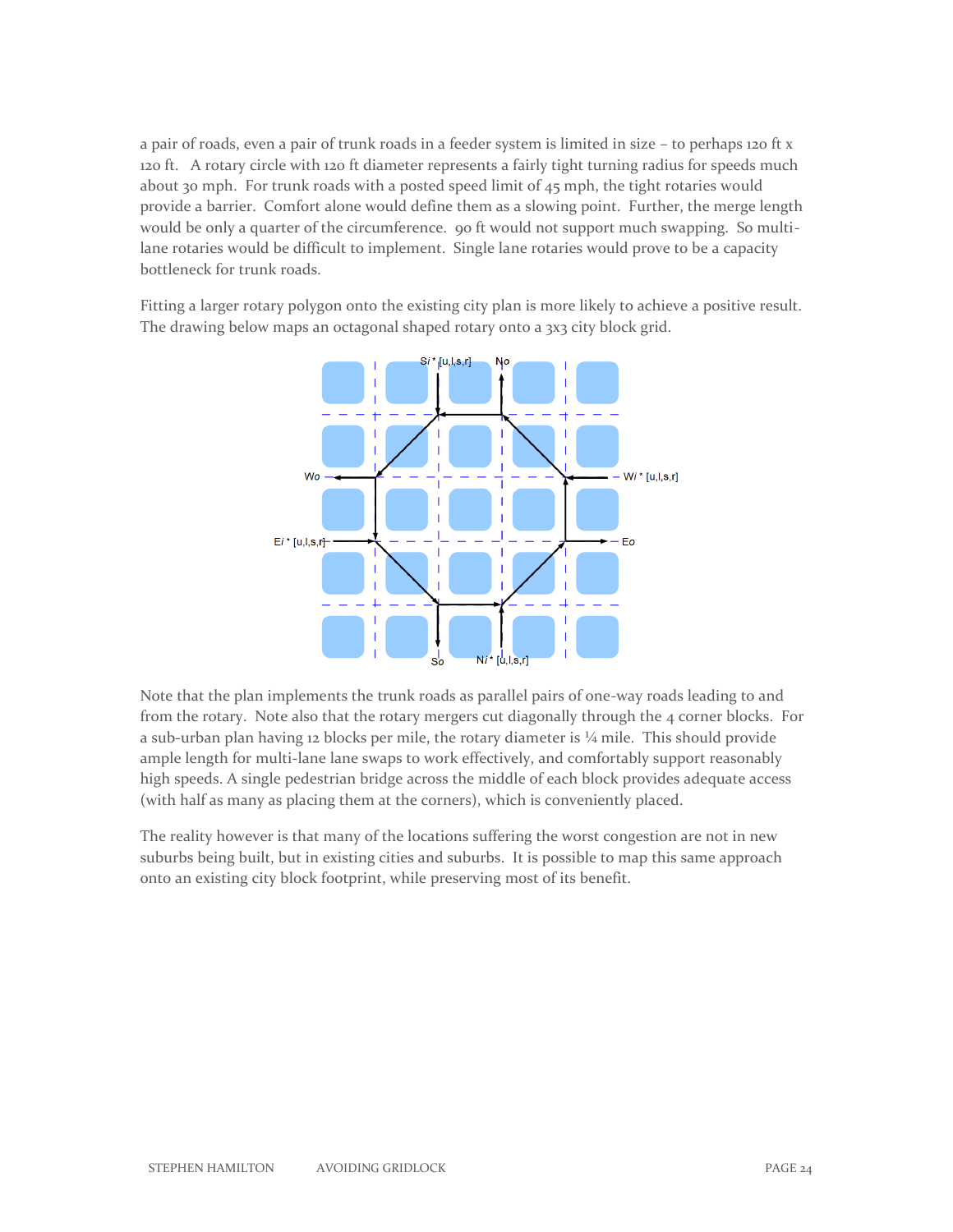a pair of roads, even a pair of trunk roads in a feeder system is limited in size – to perhaps 120 ft x 120 ft. A rotary circle with 120 ft diameter represents a fairly tight turning radius for speeds much about 30 mph. For trunk roads with a posted speed limit of 45 mph, the tight rotaries would provide a barrier. Comfort alone would define them as a slowing point. Further, the merge length would be only a quarter of the circumference. 90 ft would not support much swapping. So multi-lane rotaries would be difficult to implement. Single lane rotaries would prove to be a capacity bottleneck for trunk roads.

Fitting a larger rotary polygon onto the existing city plan is more likely to achieve a positive result. The drawing below maps an octagonal shaped rotary onto a 3x3 city block grid.

Note that the plan implements the trunk roads as parallel pairs of one-way roads leading to and from the rotary. Note also that the rotary mergers cut diagonally through the 4 corner blocks. For a sub-urban plan having 12 blocks per mile, the rotary diameter is ¼ mile. This should provide ample length for multi-lane lane swaps to work effectively, and comfortably support reasonably high speeds. A single pedestrian bridge across the middle of each block provides adequate access (with half as many as placing them at the corners), which is conveniently placed.

The reality however is that many of the locations suffering the worst congestion are not in new suburbs being built, but in existing cities and suburbs. It is possible to map this same approach onto an existing city block footprint, while preserving most of its benefit.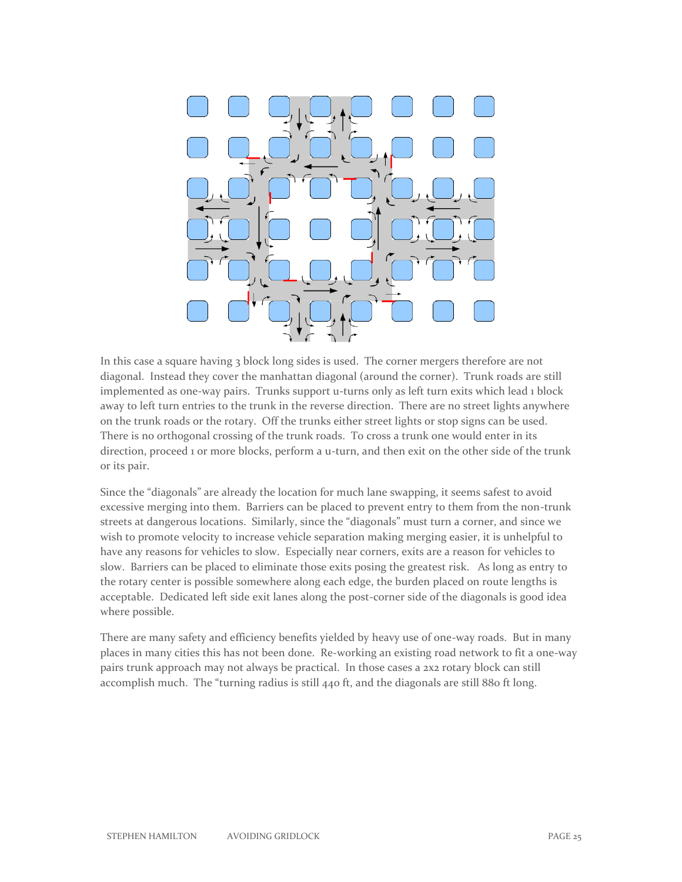In this case a square having 3 block long sides is used. The corner mergers therefore are not diagonal. Instead they cover the manhattan diagonal (around the corner). Trunk roads are still implemented as one-way pairs. Trunks support u-turns only as left turn exits which lead 1 block away to left turn entries to the trunk in the reverse direction. There are no street lights anywhere on the trunk roads or the rotary. Off the trunks either street lights or stop signs can be used. There is no orthogonal crossing of the trunk roads. To cross a trunk one would enter in its direction, proceed 1 or more blocks, perform a u-turn, and then exit on the other side of the trunk or its pair.

Since the "diagonals" are already the location for much lane swapping, it seems safest to avoid excessive merging into them. Barriers can be placed to prevent entry to them from the non-trunk streets at dangerous locations. Similarly, since the "diagonals" must turn a corner, and since we wish to promote velocity to increase vehicle separation making merging easier, it is unhelpful to have any reasons for vehicles to slow. Especially near corners, exits are a reason for vehicles to slow. Barriers can be placed to eliminate those exits posing the greatest risk. As long as entry to the rotary center is possible somewhere along each edge, the burden placed on route lengths is acceptable. Dedicated left side exit lanes along the post-corner side of the diagonals is good idea where possible.

There are many safety and efficiency benefits yielded by heavy use of one-way roads. But in many places in many cities this has not been done. Re-working an existing road network to fit a one-way pairs trunk approach may not always be practical. In those cases a 2x2 rotary block can still accomplish much. The "turning radius is still 440 ft, and the diagonals are still 880 ft long.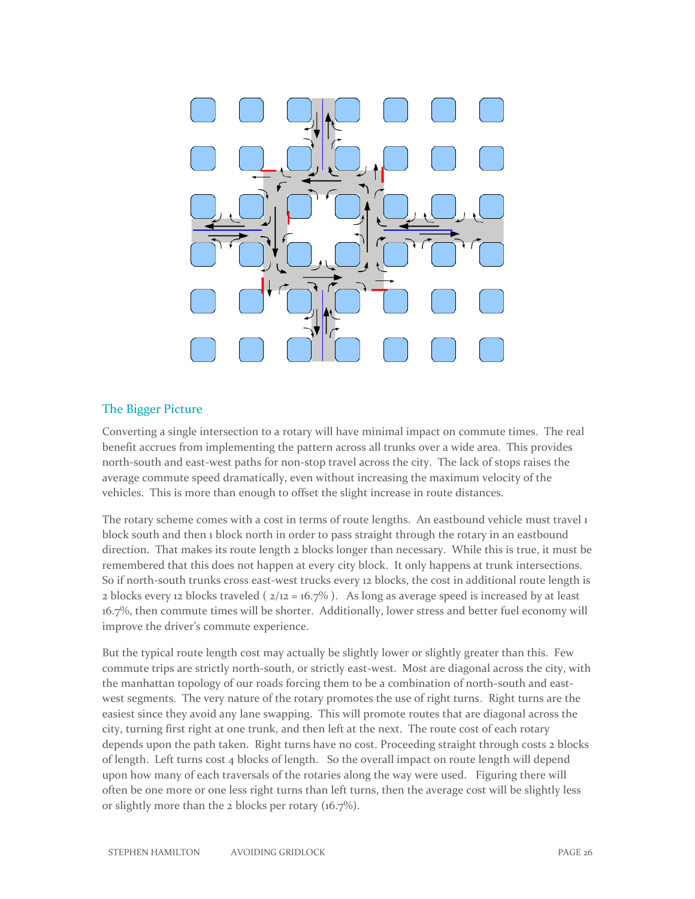## The Bigger Picture

Converting a single intersection to a rotary will have minimal impact on commute times. The real benefit accrues from implementing the pattern across all trunks over a wide area. This provides north-south and east-west paths for non-stop travel across the city. The lack of stops raises the average commute speed dramatically, even without increasing the maximum velocity of the vehicles. This is more than enough to offset the slight increase in route distances.

The rotary scheme comes with a cost in terms of route lengths. An eastbound vehicle must travel 1 block south and then 1 block north in order to pass straight through the rotary in an eastbound direction. That makes its route length 2 blocks longer than necessary. While this is true, it must be remembered that this does not happen at every city block. It only happens at trunk intersections. So if north-south trunks cross east-west trucks every 12 blocks, the cost in additional route length is 2 blocks every 12 blocks traveled ( 2/12 = 16.7% ). As long as average speed is increased by at least 16.7%, then commute times will be shorter. Additionally, lower stress and better fuel economy will improve the driver's commute experience.

But the typical route length cost may actually be slightly lower or slightly greater than this. Few commute trips are strictly north-south, or strictly east-west. Most are diagonal across the city, with the manhattan topology of our roads forcing them to be a combination of north-south and east-west segments. The very nature of the rotary promotes the use of right turns. Right turns are the easiest since they avoid any lane swapping. This will promote routes that are diagonal across the city, turning first right at one trunk, and then left at the next. The route cost of each rotary depends upon the path taken. Right turns have no cost. Proceeding straight through costs 2 blocks of length. Left turns cost 4 blocks of length. So the overall impact on route length will depend upon how many of each traversals of the rotaries along the way were used. Figuring there will often be one more or one less right turns than left turns, then the average cost will be slightly less or slightly more than the 2 blocks per rotary (16.7%).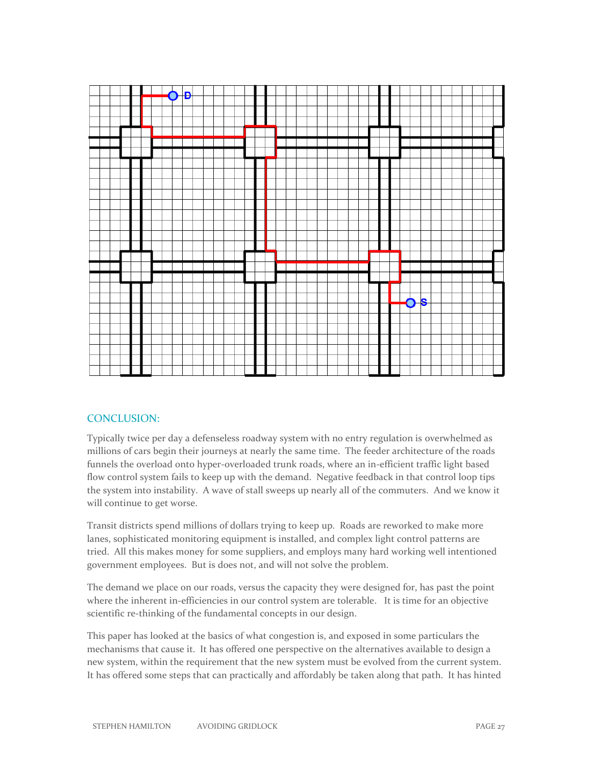## CONCLUSION:

Typically twice per day a defenseless roadway system with no entry regulation is overwhelmed as millions of cars begin their journeys at nearly the same time. The feeder architecture of the roads funnels the overload onto hyper-overloaded trunk roads, where an in-efficient traffic light based flow control system fails to keep up with the demand. Negative feedback in that control loop tips the system into instability. A wave of stall sweeps up nearly all of the commuters. And we know it will continue to get worse.

Transit districts spend millions of dollars trying to keep up. Roads are reworked to make more lanes, sophisticated monitoring equipment is installed, and complex light control patterns are tried. All this makes money for some suppliers, and employs many hard working well intentioned government employees. But is does not, and will not solve the problem.

The demand we place on our roads, versus the capacity they were designed for, has past the point where the inherent in-efficiencies in our control system are tolerable. It is time for an objective scientific re-thinking of the fundamental concepts in our design.

This paper has looked at the basics of what congestion is, and exposed in some particulars the mechanisms that cause it. It has offered one perspective on the alternatives available to design a new system, within the requirement that the new system must be evolved from the current system. It has offered some steps that can practically and affordably be taken along that path. It has hinted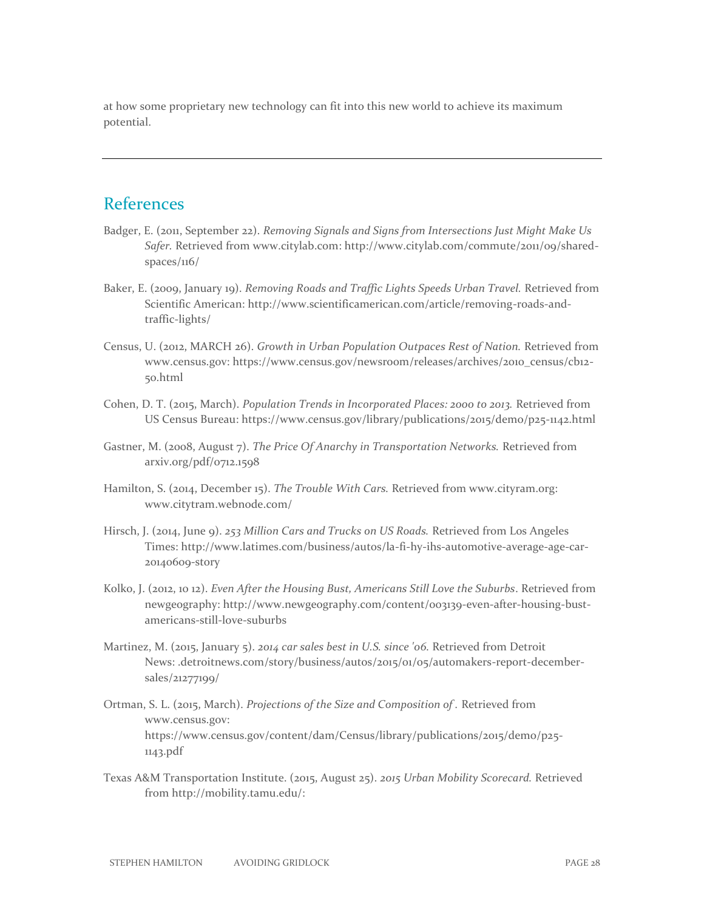at how some proprietary new technology can fit into this new world to achieve its maximum potential.

---

## References

Badger, E. (2011, September 22). *Removing Signals and Signs from Intersections Just Might Make Us Safer.* Retrieved from www.citylab.com: http://www.citylab.com/commute/2011/09/shared-spaces/116/

Baker, E. (2009, January 19). *Removing Roads and Traffic Lights Speeds Urban Travel.* Retrieved from Scientific American: http://www.scientificamerican.com/article/removing-roads-and-traffic-lights/

Census, U. (2012, MARCH 26). *Growth in Urban Population Outpaces Rest of Nation.* Retrieved from www.census.gov: https://www.census.gov/newsroom/releases/archives/2010_census/cb12-50.html

Cohen, D. T. (2015, March). *Population Trends in Incorporated Places: 2000 to 2013.* Retrieved from US Census Bureau: https://www.census.gov/library/publications/2015/demo/p25-1142.html

Gastner, M. (2008, August 7). *The Price Of Anarchy in Transportation Networks.* Retrieved from arxiv.org/pdf/0712.1598

Hamilton, S. (2014, December 15). *The Trouble With Cars.* Retrieved from www.cityram.org: www.citytram.webnode.com/

Hirsch, J. (2014, June 9). *253 Million Cars and Trucks on US Roads.* Retrieved from Los Angeles Times: http://www.latimes.com/business/autos/la-fi-hy-ihs-automotive-average-age-car-20140609-story

Kolko, J. (2012, 10 12). *Even After the Housing Bust, Americans Still Love the Suburbs*. Retrieved from newgeography: http://www.newgeography.com/content/003139-even-after-housing-bust-americans-still-love-suburbs

Martinez, M. (2015, January 5). *2014 car sales best in U.S. since '06.* Retrieved from Detroit News: .detroitnews.com/story/business/autos/2015/01/05/automakers-report-december-sales/21277199/

Ortman, S. L. (2015, March). *Projections of the Size and Composition of .* Retrieved from www.census.gov: https://www.census.gov/content/dam/Census/library/publications/2015/demo/p25-1143.pdf

Texas A&M Transportation Institute. (2015, August 25). *2015 Urban Mobility Scorecard.* Retrieved from http://mobility.tamu.edu/: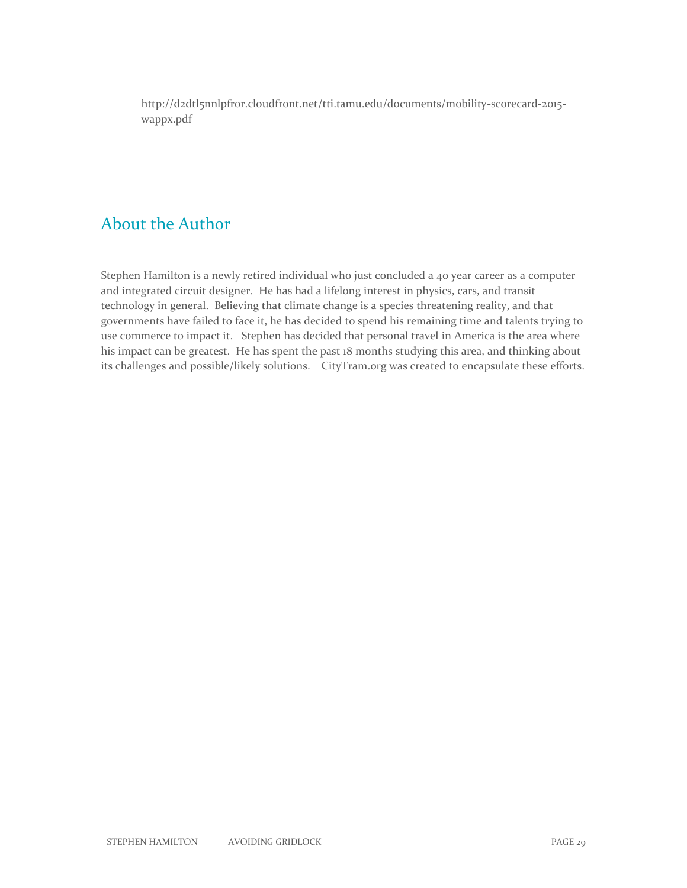http://d2dtl5nnlpfror.cloudfront.net/tti.tamu.edu/documents/mobility-scorecard-2015-wappx.pdf

## About the Author

Stephen Hamilton is a newly retired individual who just concluded a 40 year career as a computer and integrated circuit designer. He has had a lifelong interest in physics, cars, and transit technology in general. Believing that climate change is a species threatening reality, and that governments have failed to face it, he has decided to spend his remaining time and talents trying to use commerce to impact it. Stephen has decided that personal travel in America is the area where his impact can be greatest. He has spent the past 18 months studying this area, and thinking about its challenges and possible/likely solutions. CityTram.org was created to encapsulate these efforts.